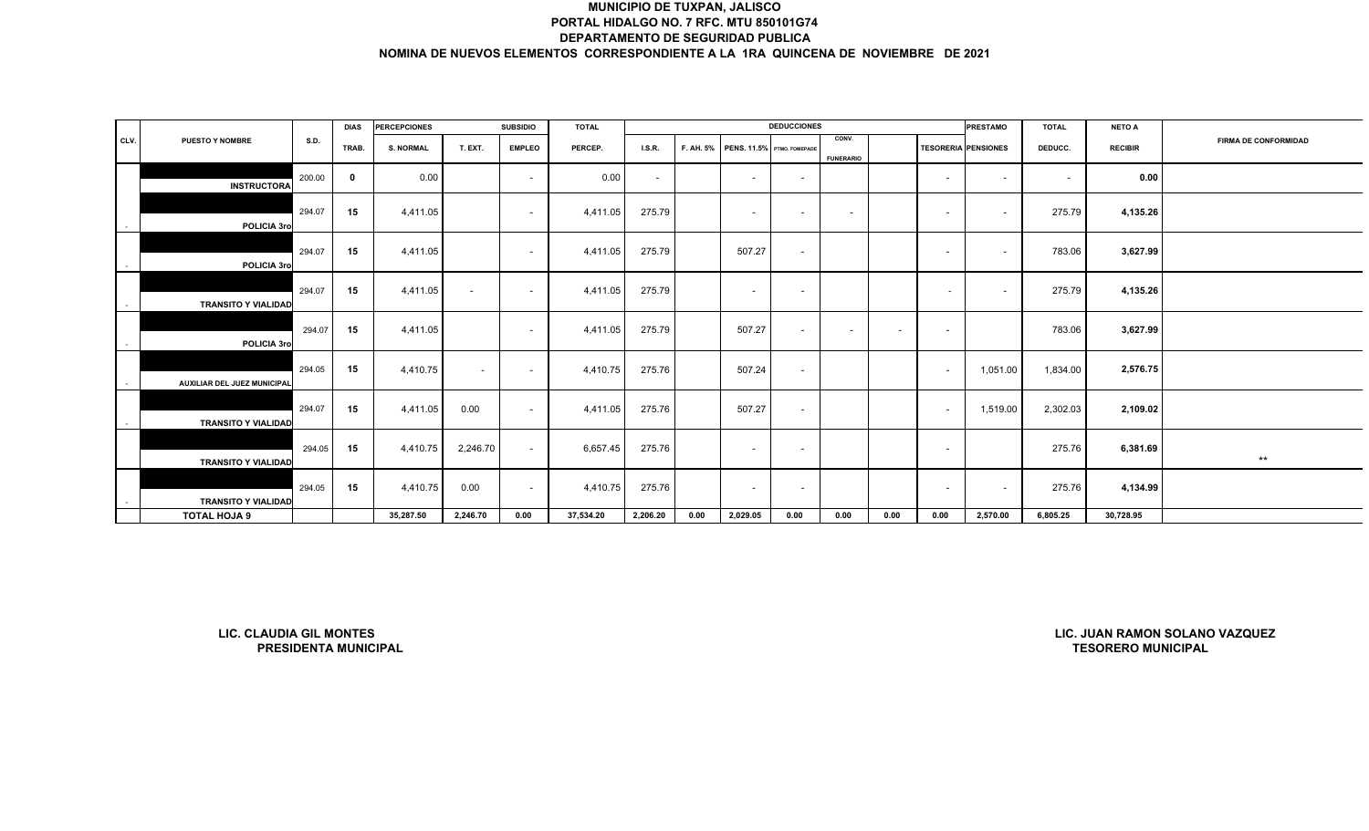# MUNICIPIO DE TUXPAN, JALISCO
## PORTAL HIDALGO NO. 7 RFC. MTU 850101G74
## DEPARTAMENTO DE SEGURIDAD PUBLICA
## NOMINA DE NUEVOS ELEMENTOS CORRESPONDIENTE A LA 1RA QUINCENA DE NOVIEMBRE DE 2021

| CLV. | PUESTO Y NOMBRE | S.D. | DIAS | PERCEPCIONES | | SUBSIDIO | TOTAL | DEDUCCIONES | | | | | | | PRESTAMO | TOTAL | NETO A | FIRMA DE CONFORMIDAD |
|---|---|---|---|---|---|---|---|---|---|---|---|---|---|---|---|---|---|---|
| | | | TRAB. | S. NORMAL | T. EXT. | EMPLEO | PERCEP. | I.S.R. | F. AH. 5% | PENS. 11.5% | PTMO. FOMEPADE | CONV. FUNERARIO | | TESORERIA | PENSIONES | DEDUCC. | RECIBIR | |
| | INSTRUCTORA | 200.00 | 0 | 0.00 | | - | 0.00 | - | | - | - | | | - | - | - | 0.00 | |
| - | POLICIA 3ro | 294.07 | 15 | 4,411.05 | | - | 4,411.05 | 275.79 | | - | - | - | | - | - | 275.79 | 4,135.26 | |
| - | POLICIA 3ro | 294.07 | 15 | 4,411.05 | | - | 4,411.05 | 275.79 | | 507.27 | - | | | - | - | 783.06 | 3,627.99 | |
| - | TRANSITO Y VIALIDAD | 294.07 | 15 | 4,411.05 | - | - | 4,411.05 | 275.79 | | - | - | | | - | - | 275.79 | 4,135.26 | |
| - | POLICIA 3ro | 294.07 | 15 | 4,411.05 | | - | 4,411.05 | 275.79 | | 507.27 | - | - | - | - | | 783.06 | 3,627.99 | |
| - | AUXILIAR DEL JUEZ MUNICIPAL | 294.05 | 15 | 4,410.75 | - | - | 4,410.75 | 275.76 | | 507.24 | - | | | - | 1,051.00 | 1,834.00 | 2,576.75 | |
| - | TRANSITO Y VIALIDAD | 294.07 | 15 | 4,411.05 | 0.00 | - | 4,411.05 | 275.76 | | 507.27 | - | | | - | 1,519.00 | 2,302.03 | 2,109.02 | |
| | TRANSITO Y VIALIDAD | 294.05 | 15 | 4,410.75 | 2,246.70 | - | 6,657.45 | 275.76 | | - | - | | | - | | 275.76 | 6,381.69 | ** |
| - | TRANSITO Y VIALIDAD | 294.05 | 15 | 4,410.75 | 0.00 | - | 4,410.75 | 275.76 | | - | - | | | - | - | 275.76 | 4,134.99 | |
| | TOTAL HOJA 9 | | | 35,287.50 | 2,246.70 | 0.00 | 37,534.20 | 2,206.20 | 0.00 | 2,029.05 | 0.00 | 0.00 | 0.00 | 0.00 | 2,570.00 | 6,805.25 | 30,728.95 | |

**LIC. CLAUDIA GIL MONTES**
**PRESIDENTA MUNICIPAL**

**LIC. JUAN RAMON SOLANO VAZQUEZ**
**TESORERO MUNICIPAL**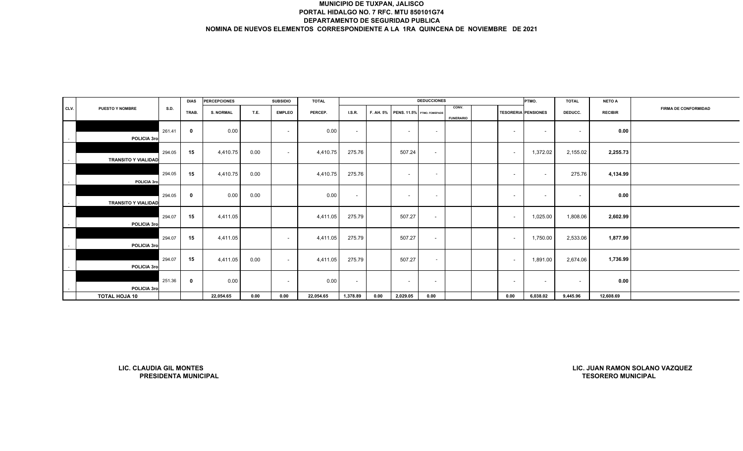# MUNICIPIO DE TUXPAN, JALISCO
## PORTAL HIDALGO NO. 7 RFC. MTU 850101G74
## DEPARTAMENTO DE SEGURIDAD PUBLICA
## NOMINA DE NUEVOS ELEMENTOS CORRESPONDIENTE A LA 1RA QUINCENA DE NOVIEMBRE DE 2021

| CLV. | PUESTO Y NOMBRE | S.D. | DIAS TRAB. | PERCEPCIONES S. NORMAL | T.E. | SUBSIDIO EMPLEO | TOTAL PERCEP. | DEDUCCIONES I.S.R. | F. AH. 5% | PENS. 11.5% | PTMO. FOMEPADE | CONV. FUNERARIO | | TESORERIA | PTMO. PENSIONES | TOTAL DEDUCC. | NETO A RECIBIR | FIRMA DE CONFORMIDAD |
|---|---|---|---|---|---|---|---|---|---|---|---|---|---|---|---|---|---|---|
| - | POLICIA 3ro | 261.41 | 0 | 0.00 | | - | 0.00 | - | | - | - | | | - | - | - | 0.00 | |
| - | TRANSITO Y VIALIDAD | 294.05 | 15 | 4,410.75 | 0.00 | - | 4,410.75 | 275.76 | | 507.24 | - | | | - | 1,372.02 | 2,155.02 | 2,255.73 | |
| - | POLICIA 3ro | 294.05 | 15 | 4,410.75 | 0.00 | | 4,410.75 | 275.76 | | - | - | | | - | - | 275.76 | 4,134.99 | |
| - | TRANSITO Y VIALIDAD | 294.05 | 0 | 0.00 | 0.00 | | 0.00 | - | | - | - | | | - | - | - | 0.00 | |
| - | POLICIA 3ro | 294.07 | 15 | 4,411.05 | | | 4,411.05 | 275.79 | | 507.27 | - | | | - | 1,025.00 | 1,808.06 | 2,602.99 | |
| - | POLICIA 3ro | 294.07 | 15 | 4,411.05 | | - | 4,411.05 | 275.79 | | 507.27 | - | | | - | 1,750.00 | 2,533.06 | 1,877.99 | |
| - | POLICIA 3ro | 294.07 | 15 | 4,411.05 | 0.00 | - | 4,411.05 | 275.79 | | 507.27 | - | | | - | 1,891.00 | 2,674.06 | 1,736.99 | |
| - | POLICIA 3ro | 251.36 | 0 | 0.00 | | - | 0.00 | - | | - | - | | | - | - | - | 0.00 | |
| | **TOTAL HOJA 10** | | | **22,054.65** | **0.00** | **0.00** | **22,054.65** | **1,378.89** | **0.00** | **2,029.05** | **0.00** | | | **0.00** | **6,038.02** | **9,445.96** | **12,608.69** | |

**LIC. CLAUDIA GIL MONTES**
**PRESIDENTA MUNICIPAL**

**LIC. JUAN RAMON SOLANO VAZQUEZ**
**TESORERO MUNICIPAL**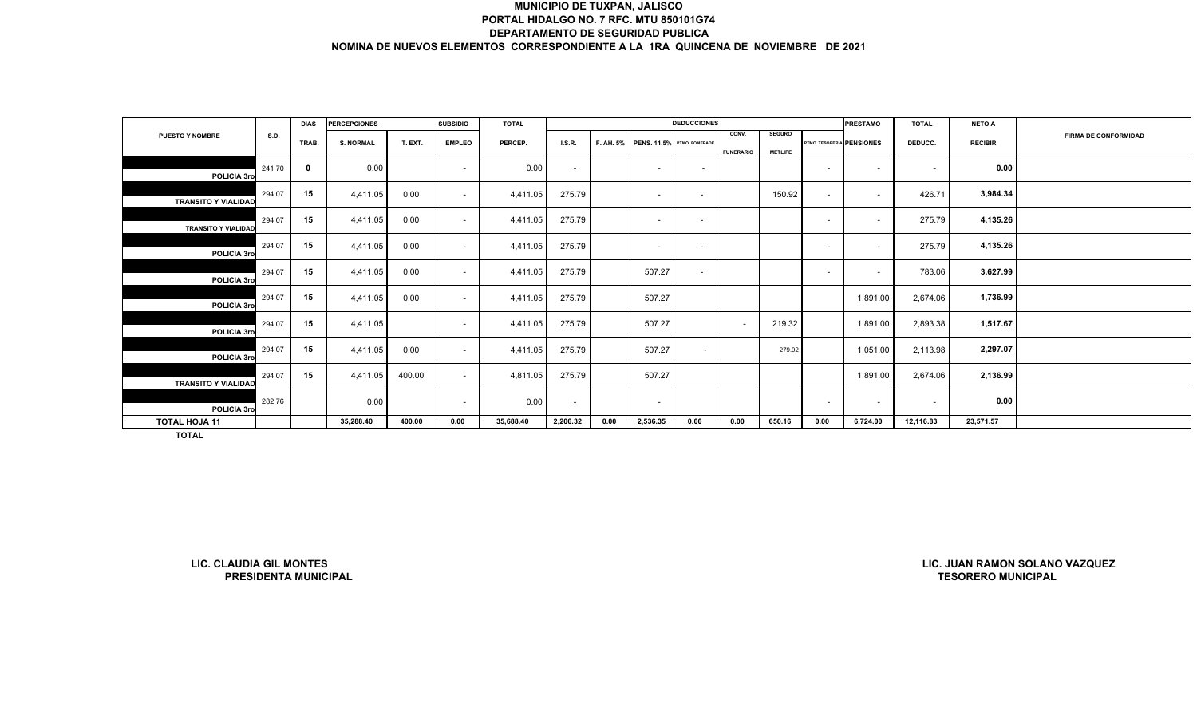# MUNICIPIO DE TUXPAN, JALISCO

**PORTAL HIDALGO NO. 7 RFC. MTU 850101G74**

**DEPARTAMENTO DE SEGURIDAD PUBLICA**

**NOMINA DE NUEVOS ELEMENTOS CORRESPONDIENTE A LA 1RA QUINCENA DE NOVIEMBRE DE 2021**

| PUESTO Y NOMBRE | S.D. | DIAS TRAB. | PERCEPCIONES S. NORMAL | T. EXT. | SUBSIDIO EMPLEO | TOTAL PERCEP. | DEDUCCIONES I.S.R. | F. AH. 5% | PENS. 11.5% | PTMO. FOMEPADE | CONV. FUNERARIO | SEGURO METLIFE | PTMO. TESORERIA | PRESTAMO PENSIONES | TOTAL DEDUCC. | NETO A RECIBIR | FIRMA DE CONFORMIDAD |
|---|---|---|---|---|---|---|---|---|---|---|---|---|---|---|---|---|---|
| POLICIA 3ro | 241.70 | 0 | 0.00 | | - | 0.00 | - | | - | - | | | - | - | - | 0.00 | |
| TRANSITO Y VIALIDAD | 294.07 | 15 | 4,411.05 | 0.00 | - | 4,411.05 | 275.79 | | - | - | | 150.92 | - | - | 426.71 | 3,984.34 | |
| TRANSITO Y VIALIDAD | 294.07 | 15 | 4,411.05 | 0.00 | - | 4,411.05 | 275.79 | | - | - | | | - | - | 275.79 | 4,135.26 | |
| POLICIA 3ro | 294.07 | 15 | 4,411.05 | 0.00 | - | 4,411.05 | 275.79 | | - | - | | | - | - | 275.79 | 4,135.26 | |
| POLICIA 3ro | 294.07 | 15 | 4,411.05 | 0.00 | - | 4,411.05 | 275.79 | | 507.27 | - | | | - | - | 783.06 | 3,627.99 | |
| POLICIA 3ro | 294.07 | 15 | 4,411.05 | 0.00 | - | 4,411.05 | 275.79 | | 507.27 | | | | | 1,891.00 | 2,674.06 | 1,736.99 | |
| POLICIA 3ro | 294.07 | 15 | 4,411.05 | | - | 4,411.05 | 275.79 | | 507.27 | | - | 219.32 | | 1,891.00 | 2,893.38 | 1,517.67 | |
| POLICIA 3ro | 294.07 | 15 | 4,411.05 | 0.00 | - | 4,411.05 | 275.79 | | 507.27 | - | | 279.92 | | 1,051.00 | 2,113.98 | 2,297.07 | |
| TRANSITO Y VIALIDAD | 294.07 | 15 | 4,411.05 | 400.00 | - | 4,811.05 | 275.79 | | 507.27 | | | | | 1,891.00 | 2,674.06 | 2,136.99 | |
| POLICIA 3ro | 282.76 | | 0.00 | | - | 0.00 | - | | - | | | | - | - | - | 0.00 | |
| TOTAL HOJA 11 | | | 35,288.40 | 400.00 | 0.00 | 35,688.40 | 2,206.32 | 0.00 | 2,536.35 | 0.00 | 0.00 | 650.16 | 0.00 | 6,724.00 | 12,116.83 | 23,571.57 | |

**TOTAL**

**LIC. CLAUDIA GIL MONTES**
**PRESIDENTA MUNICIPAL**

**LIC. JUAN RAMON SOLANO VAZQUEZ**
**TESORERO MUNICIPAL**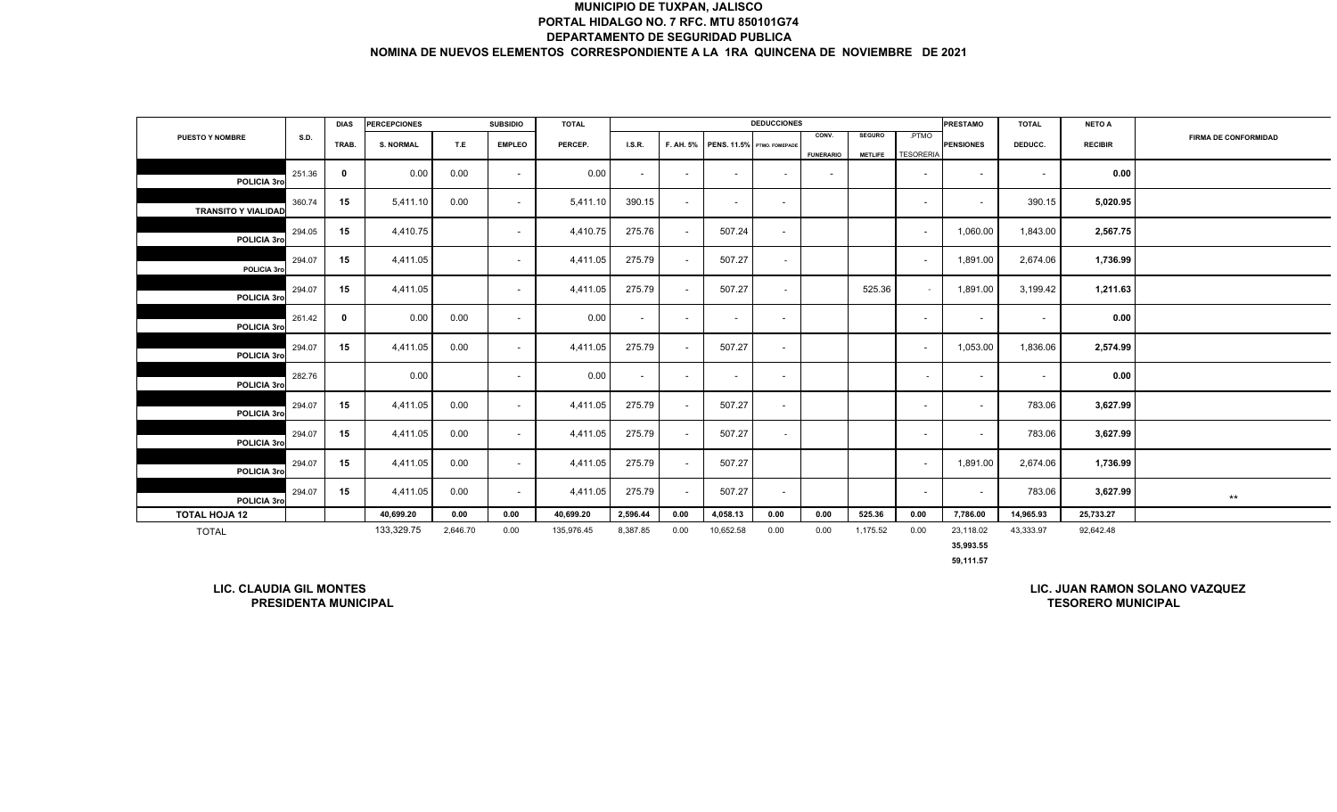# MUNICIPIO DE TUXPAN, JALISCO
## PORTAL HIDALGO NO. 7 RFC. MTU 850101G74
## DEPARTAMENTO DE SEGURIDAD PUBLICA
## NOMINA DE NUEVOS ELEMENTOS CORRESPONDIENTE A LA 1RA QUINCENA DE NOVIEMBRE DE 2021

| PUESTO Y NOMBRE | S.D. | DIAS TRAB. | PERCEPCIONES S. NORMAL | T.E | SUBSIDIO EMPLEO | TOTAL PERCEP. | DEDUCCIONES I.S.R. | F. AH. 5% | PENS. 11.5% | PTMO. FOMEPADE | CONV. FUNERARIO | SEGURO METLIFE | PTMO TESORERIA | PRESTAMO PENSIONES | TOTAL DEDUCC. | NETO A RECIBIR | FIRMA DE CONFORMIDAD |
|---|---|---|---|---|---|---|---|---|---|---|---|---|---|---|---|---|---|
| POLICIA 3ro | 251.36 | 0 | 0.00 | 0.00 | - | 0.00 | - | - | - | - | - | | - | - | - | 0.00 | |
| TRANSITO Y VIALIDAD | 360.74 | 15 | 5,411.10 | 0.00 | - | 5,411.10 | 390.15 | - | - | - | | | - | - | 390.15 | 5,020.95 | |
| POLICIA 3ro | 294.05 | 15 | 4,410.75 | | - | 4,410.75 | 275.76 | - | 507.24 | - | | | - | 1,060.00 | 1,843.00 | 2,567.75 | |
| POLICIA 3ro | 294.07 | 15 | 4,411.05 | | - | 4,411.05 | 275.79 | - | 507.27 | - | | | - | 1,891.00 | 2,674.06 | 1,736.99 | |
| POLICIA 3ro | 294.07 | 15 | 4,411.05 | | - | 4,411.05 | 275.79 | - | 507.27 | - | | 525.36 | - | 1,891.00 | 3,199.42 | 1,211.63 | |
| POLICIA 3ro | 261.42 | 0 | 0.00 | 0.00 | - | 0.00 | - | - | - | - | | | - | - | - | 0.00 | |
| POLICIA 3ro | 294.07 | 15 | 4,411.05 | 0.00 | - | 4,411.05 | 275.79 | - | 507.27 | - | | | - | 1,053.00 | 1,836.06 | 2,574.99 | |
| POLICIA 3ro | 282.76 | | 0.00 | | - | 0.00 | - | - | - | - | | | - | - | - | 0.00 | |
| POLICIA 3ro | 294.07 | 15 | 4,411.05 | 0.00 | - | 4,411.05 | 275.79 | - | 507.27 | - | | | - | - | 783.06 | 3,627.99 | |
| POLICIA 3ro | 294.07 | 15 | 4,411.05 | 0.00 | - | 4,411.05 | 275.79 | - | 507.27 | - | | | - | - | 783.06 | 3,627.99 | |
| POLICIA 3ro | 294.07 | 15 | 4,411.05 | 0.00 | - | 4,411.05 | 275.79 | - | 507.27 | | | | - | 1,891.00 | 2,674.06 | 1,736.99 | |
| POLICIA 3ro | 294.07 | 15 | 4,411.05 | 0.00 | - | 4,411.05 | 275.79 | - | 507.27 | - | | | - | - | 783.06 | 3,627.99 | ** |
| **TOTAL HOJA 12** | | | **40,699.20** | **0.00** | **0.00** | **40,699.20** | **2,596.44** | **0.00** | **4,058.13** | **0.00** | **0.00** | **525.36** | **0.00** | **7,786.00** | **14,965.93** | **25,733.27** | |
| TOTAL | | | 133,329.75 | 2,646.70 | 0.00 | 135,976.45 | 8,387.85 | 0.00 | 10,652.58 | 0.00 | 0.00 | 1,175.52 | 0.00 | 23,118.02 | 43,333.97 | 92,642.48 | |
| | | | | | | | | | | | | | | 35,993.55 | | | |
| | | | | | | | | | | | | | | 59,111.57 | | | |

**LIC. CLAUDIA GIL MONTES**
**PRESIDENTA MUNICIPAL**

**LIC. JUAN RAMON SOLANO VAZQUEZ**
**TESORERO MUNICIPAL**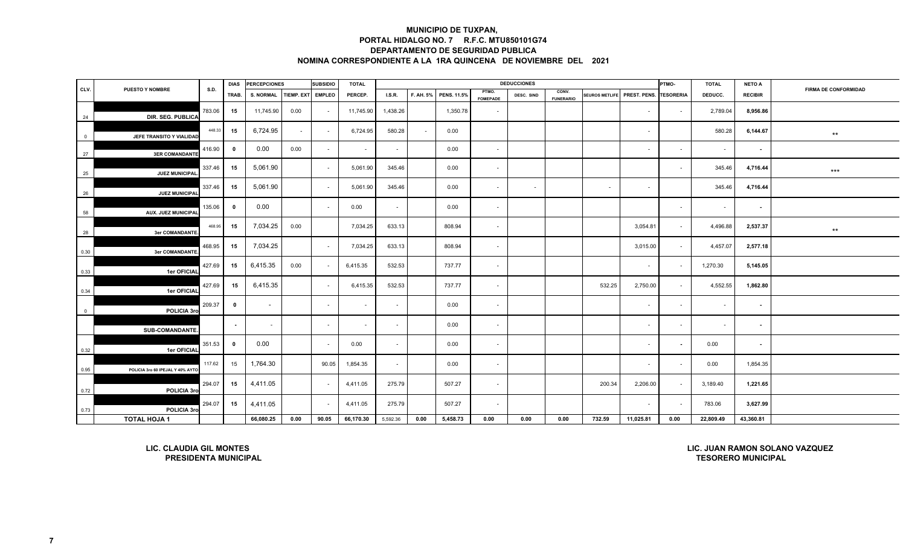**MUNICIPIO DE TUXPAN,**
**PORTAL HIDALGO NO. 7 R.F.C. MTU850101G74**
**DEPARTAMENTO DE SEGURIDAD PUBLICA**
**NOMINA CORRESPONDIENTE A LA 1RA QUINCENA DE NOVIEMBRE DEL 2021**

| CLV. | PUESTO Y NOMBRE | S.D. | DIAS TRAB. | PERCEPCIONES S. NORMAL | TIEMP. EXT | SUBSIDIO EMPLEO | TOTAL PERCEP. | I.S.R. | F. AH. 5% | PENS. 11.5% | PTMO. FOMEPADE | DESC. SIND | CONV. FUNERARIO | SEUROS METLIFE | PREST. PENS. | PTMO- TESORERIA | TOTAL DEDUCC. | NETO A RECIBIR | FIRMA DE CONFORMIDAD |
|---|---|---|---|---|---|---|---|---|---|---|---|---|---|---|---|---|---|---|---|
| 24 | DIR. SEG. PUBLICA | 783.06 | 15 | 11,745.90 | 0.00 | - | 11,745.90 | 1,438.26 | | 1,350.78 | - | | | | - | - | 2,789.04 | 8,956.86 | |
| 0 | JEFE TRANSITO Y VIALIDAD | 448.33 | 15 | 6,724.95 | - | - | 6,724.95 | 580.28 | - | 0.00 | | | | | - | | 580.28 | 6,144.67 | ** |
| 27 | 3ER COMANDANTE | 416.90 | 0 | 0.00 | 0.00 | - | - | - | | 0.00 | - | | | | - | - | - | - | |
| 25 | JUEZ MUNICIPAL. | 337.46 | 15 | 5,061.90 | | - | 5,061.90 | 345.46 | | 0.00 | - | | | | | - | 345.46 | 4,716.44 | *** |
| 26 | JUEZ MUNICIPAL | 337.46 | 15 | 5,061.90 | | - | 5,061.90 | 345.46 | | 0.00 | - | - | | - | - | | 345.46 | 4,716.44 | |
| 58 | AUX. JUEZ MUNICIPAL | 135.06 | 0 | 0.00 | | - | 0.00 | - | | 0.00 | - | | | | | - | - | - | |
| 28 | 3er COMANDANTE. | 468.95 | 15 | 7,034.25 | 0.00 | | 7,034.25 | 633.13 | | 808.94 | - | | | | 3,054.81 | - | 4,496.88 | 2,537.37 | ** |
| 0.30 | 3er COMANDANTE. | 468.95 | 15 | 7,034.25 | | - | 7,034.25 | 633.13 | | 808.94 | - | | | | 3,015.00 | - | 4,457.07 | 2,577.18 | |
| 0.33 | 1er OFICIAL | 427.69 | 15 | 6,415.35 | 0.00 | - | 6,415.35 | 532.53 | | 737.77 | - | | | | - | - | 1,270.30 | 5,145.05 | |
| 0.34 | 1er OFICIAL | 427.69 | 15 | 6,415.35 | | - | 6,415.35 | 532.53 | | 737.77 | - | | | 532.25 | 2,750.00 | - | 4,552.55 | 1,862.80 | |
| 0 | POLICIA 3ro | 209.37 | 0 | - | | - | - | - | | 0.00 | - | | | | - | - | - | - | |
| | SUB-COMANDANTE. | | - | - | | - | - | - | | 0.00 | - | | | | - | - | - | - | |
| 0.32 | 1er OFICIAL | 351.53 | 0 | 0.00 | | - | 0.00 | - | | 0.00 | - | | | | - | - | 0.00 | - | |
| 0.95 | POLICIA 3ro 60 IPEJAL Y 40% AYTO | 117.62 | 15 | 1,764.30 | | 90.05 | 1,854.35 | - | | 0.00 | - | | | | - | - | 0.00 | 1,854.35 | |
| 0.72 | POLICIA 3ro | 294.07 | 15 | 4,411.05 | | - | 4,411.05 | 275.79 | | 507.27 | - | | | 200.34 | 2,206.00 | - | 3,189.40 | 1,221.65 | |
| 0.73 | POLICIA 3ro | 294.07 | 15 | 4,411.05 | | - | 4,411.05 | 275.79 | | 507.27 | - | | | | - | - | 783.06 | 3,627.99 | |
| | **TOTAL HOJA 1** | | | **66,080.25** | **0.00** | **90.05** | **66,170.30** | **5,592.36** | **0.00** | **5,458.73** | **0.00** | **0.00** | **0.00** | **732.59** | **11,025.81** | **0.00** | **22,809.49** | **43,360.81** | |

**LIC. CLAUDIA GIL MONTES**
**PRESIDENTA MUNICIPAL**

**LIC. JUAN RAMON SOLANO VAZQUEZ**
**TESORERO MUNICIPAL**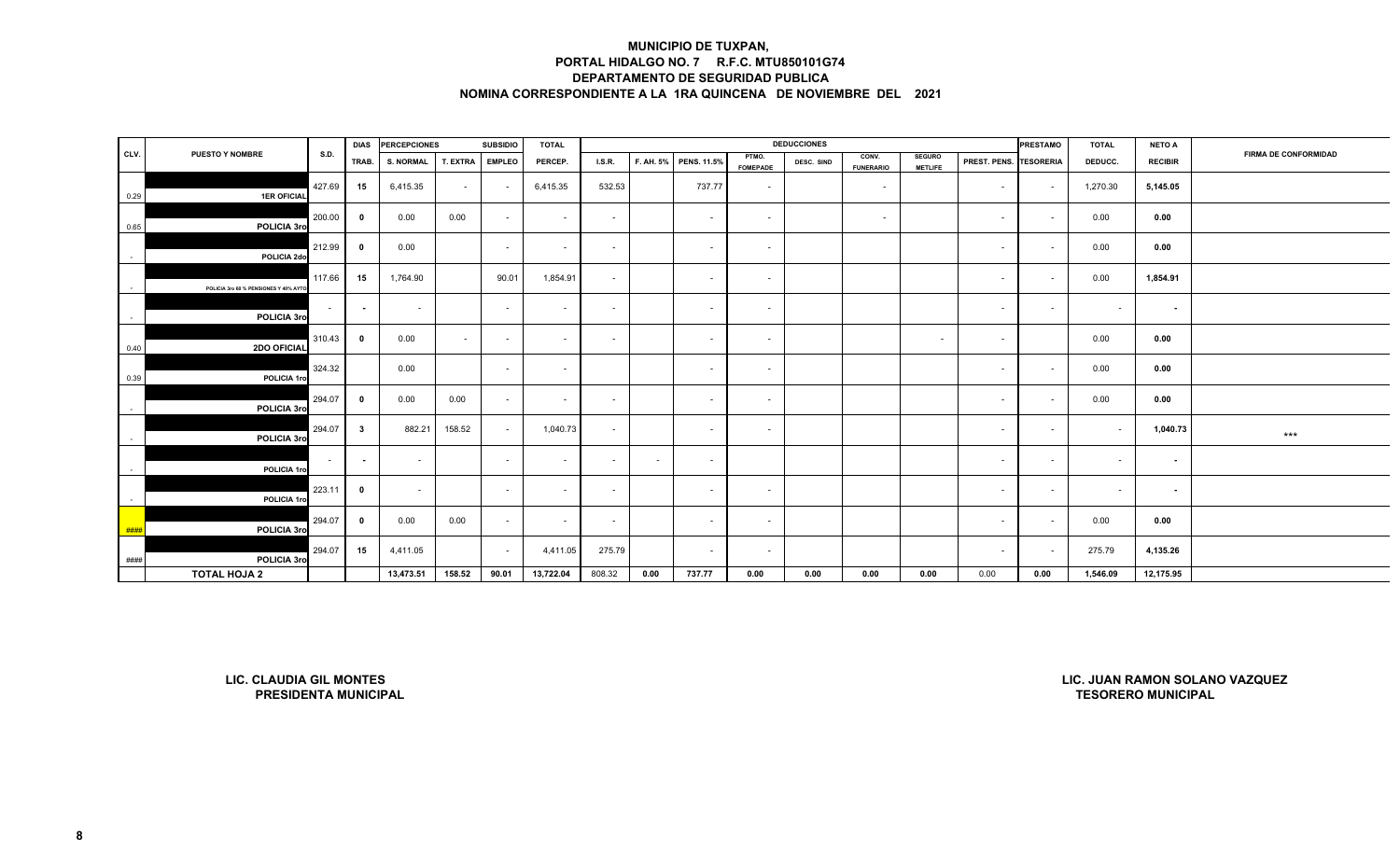# MUNICIPIO DE TUXPAN,
## PORTAL HIDALGO NO. 7 R.F.C. MTU850101G74
## DEPARTAMENTO DE SEGURIDAD PUBLICA
## NOMINA CORRESPONDIENTE A LA 1RA QUINCENA DE NOVIEMBRE DEL 2021

| CLV. | PUESTO Y NOMBRE | S.D. | DIAS | PERCEPCIONES | | SUBSIDIO | TOTAL | DEDUCCIONES | | | | | | | | PRESTAMO | TOTAL | NETO A | FIRMA DE CONFORMIDAD |
|---|---|---|---|---|---|---|---|---|---|---|---|---|---|---|---|---|---|---|---|
| | | | TRAB. | S. NORMAL | T. EXTRA | EMPLEO | PERCEP. | I.S.R. | F. AH. 5% | PENS. 11.5% | PTMO. FOMEPADE | DESC. SIND | CONV. FUNERARIO | SEGURO METLIFE | PREST. PENS. | TESORERIA | DEDUCC. | RECIBIR | |
| 0.29 | 1ER OFICIAL | 427.69 | 15 | 6,415.35 | - | - | 6,415.35 | 532.53 | | 737.77 | - | | - | | - | - | 1,270.30 | 5,145.05 | |
| 0.65 | POLICIA 3ro | 200.00 | 0 | 0.00 | 0.00 | - | - | - | | - | - | | - | | - | - | 0.00 | 0.00 | |
| - | POLICIA 2do | 212.99 | 0 | 0.00 | | - | - | - | | - | - | | | | - | - | 0.00 | 0.00 | |
| - | POLICIA 3ro 60 % PENSIONES Y 40% AYTO | 117.66 | 15 | 1,764.90 | | 90.01 | 1,854.91 | - | | - | - | | | | - | - | 0.00 | 1,854.91 | |
| - | POLICIA 3ro | - | - | - | | - | - | - | | - | - | | | | - | - | - | - | |
| 0.40 | 2DO OFICIAL | 310.43 | 0 | 0.00 | - | - | - | - | | - | - | | | - | - | | 0.00 | 0.00 | |
| 0.39 | POLICIA 1ro | 324.32 | | 0.00 | | - | - | | | - | - | | | | - | - | 0.00 | 0.00 | |
| - | POLICIA 3ro | 294.07 | 0 | 0.00 | 0.00 | - | - | - | | - | - | | | | - | - | 0.00 | 0.00 | |
| - | POLICIA 3ro | 294.07 | 3 | 882.21 | 158.52 | - | 1,040.73 | - | | - | - | | | | - | - | - | 1,040.73 | *** |
| - | POLICIA 1ro | - | - | - | | - | - | - | - | - | | | | | - | - | - | - | |
| - | POLICIA 1ro | 223.11 | 0 | - | | - | - | - | | - | - | | | | - | - | - | - | |
| #### | POLICIA 3ro | 294.07 | 0 | 0.00 | 0.00 | - | - | - | | - | - | | | | - | - | 0.00 | 0.00 | |
| #### | POLICIA 3ro | 294.07 | 15 | 4,411.05 | | - | 4,411.05 | 275.79 | | - | - | | | | - | - | 275.79 | 4,135.26 | |
| | TOTAL HOJA 2 | | | 13,473.51 | 158.52 | 90.01 | 13,722.04 | 808.32 | 0.00 | 737.77 | 0.00 | 0.00 | 0.00 | 0.00 | 0.00 | 0.00 | 1,546.09 | 12,175.95 | |

**LIC. CLAUDIA GIL MONTES**
**PRESIDENTA MUNICIPAL**

**LIC. JUAN RAMON SOLANO VAZQUEZ**
**TESORERO MUNICIPAL**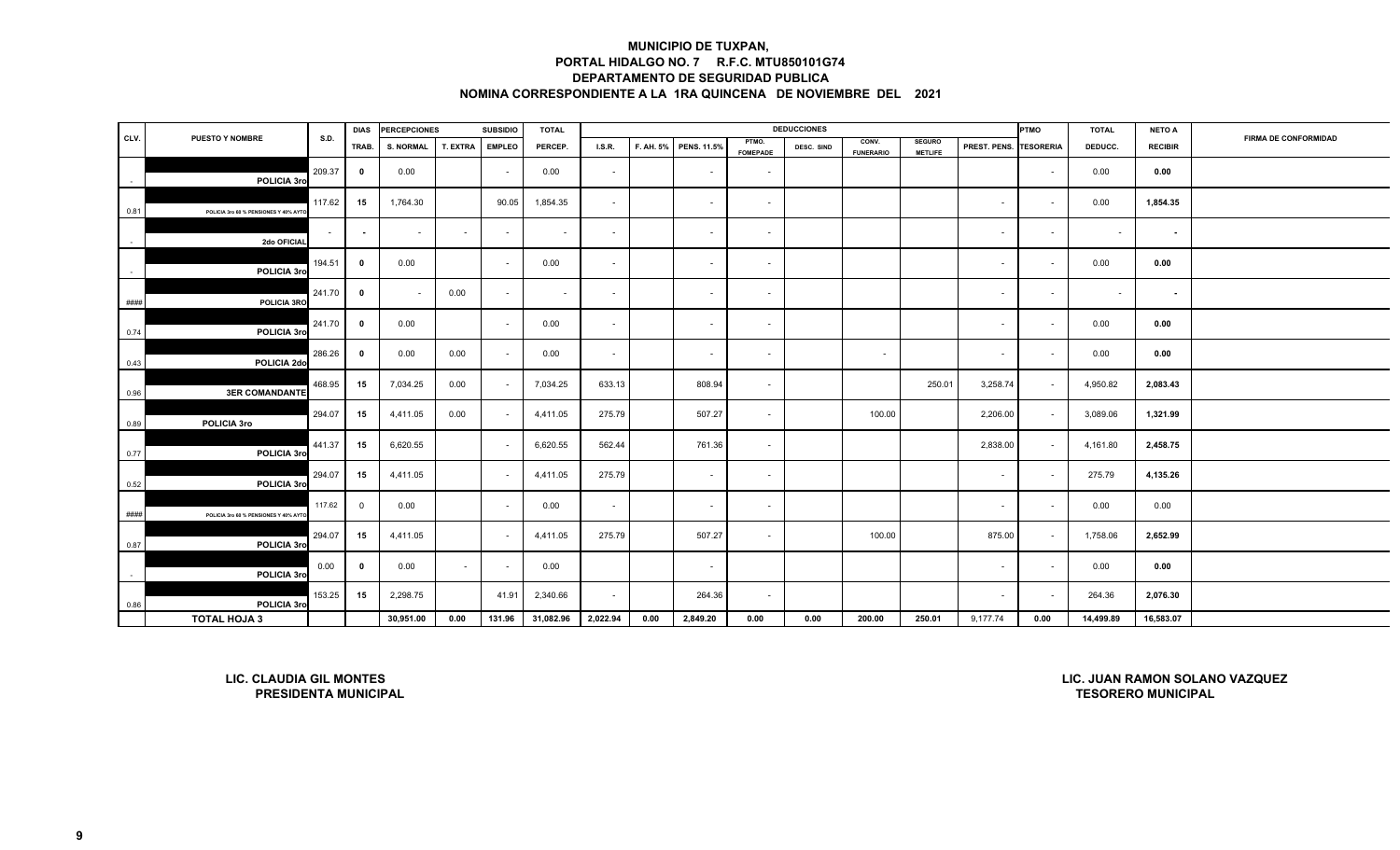# MUNICIPIO DE TUXPAN,
## PORTAL HIDALGO NO. 7 R.F.C. MTU850101G74
## DEPARTAMENTO DE SEGURIDAD PUBLICA
## NOMINA CORRESPONDIENTE A LA 1RA QUINCENA DE NOVIEMBRE DEL 2021

| CLV. | PUESTO Y NOMBRE | S.D. | DIAS TRAB. | PERCEPCIONES S. NORMAL | T. EXTRA | SUBSIDIO EMPLEO | TOTAL PERCEP. | DEDUCCIONES I.S.R. | F. AH. 5% | PENS. 11.5% | PTMO. FOMEPADE | DESC. SIND | CONV. FUNERARIO | SEGURO METLIFE | PREST. PENS. | PTMO TESORERIA | TOTAL DEDUCC. | NETO A RECIBIR | FIRMA DE CONFORMIDAD |
|---|---|---|---|---|---|---|---|---|---|---|---|---|---|---|---|---|---|---|---|
| - | POLICIA 3ro | 209.37 | 0 | 0.00 | | - | 0.00 | - | | - | - | | | | | - | 0.00 | 0.00 | |
| 0.81 | POLICIA 3ro 60 % PENSIONES Y 40% AYTO | 117.62 | 15 | 1,764.30 | | 90.05 | 1,854.35 | - | | - | - | | | | - | - | 0.00 | 1,854.35 | |
| - | 2do OFICIAL | - | - | - | - | - | - | - | | - | - | | | | - | - | - | - | |
| - | POLICIA 3ro | 194.51 | 0 | 0.00 | | - | 0.00 | - | | - | - | | | | - | - | 0.00 | 0.00 | |
| #### | POLICIA 3RO | 241.70 | 0 | - | 0.00 | - | - | - | | - | - | | | | - | - | - | - | |
| 0.74 | POLICIA 3ro | 241.70 | 0 | 0.00 | | - | 0.00 | - | | - | - | | | | - | - | 0.00 | 0.00 | |
| 0.43 | POLICIA 2do | 286.26 | 0 | 0.00 | 0.00 | - | 0.00 | - | | - | - | | - | | - | - | 0.00 | 0.00 | |
| 0.96 | 3ER COMANDANTE | 468.95 | 15 | 7,034.25 | 0.00 | - | 7,034.25 | 633.13 | | 808.94 | - | | | 250.01 | 3,258.74 | - | 4,950.82 | 2,083.43 | |
| 0.89 | POLICIA 3ro | 294.07 | 15 | 4,411.05 | 0.00 | - | 4,411.05 | 275.79 | | 507.27 | - | | 100.00 | | 2,206.00 | - | 3,089.06 | 1,321.99 | |
| 0.77 | POLICIA 3ro | 441.37 | 15 | 6,620.55 | | - | 6,620.55 | 562.44 | | 761.36 | - | | | | 2,838.00 | - | 4,161.80 | 2,458.75 | |
| 0.52 | POLICIA 3ro | 294.07 | 15 | 4,411.05 | | - | 4,411.05 | 275.79 | | - | - | | | | - | - | 275.79 | 4,135.26 | |
| #### | POLICIA 3ro 60 % PENSIONES Y 40% AYTO | 117.62 | 0 | 0.00 | | - | 0.00 | - | | - | - | | | | - | - | 0.00 | 0.00 | |
| 0.87 | POLICIA 3ro | 294.07 | 15 | 4,411.05 | | - | 4,411.05 | 275.79 | | 507.27 | - | | 100.00 | | 875.00 | - | 1,758.06 | 2,652.99 | |
| - | POLICIA 3ro | 0.00 | 0 | 0.00 | - | - | 0.00 | | | - | | | | | - | - | 0.00 | 0.00 | |
| 0.86 | POLICIA 3ro | 153.25 | 15 | 2,298.75 | | 41.91 | 2,340.66 | - | | 264.36 | - | | | | - | - | 264.36 | 2,076.30 | |
| | TOTAL HOJA 3 | | | 30,951.00 | 0.00 | 131.96 | 31,082.96 | 2,022.94 | 0.00 | 2,849.20 | 0.00 | 0.00 | 200.00 | 250.01 | 9,177.74 | 0.00 | 14,499.89 | 16,583.07 | |

**LIC. CLAUDIA GIL MONTES**
**PRESIDENTA MUNICIPAL**

**LIC. JUAN RAMON SOLANO VAZQUEZ**
**TESORERO MUNICIPAL**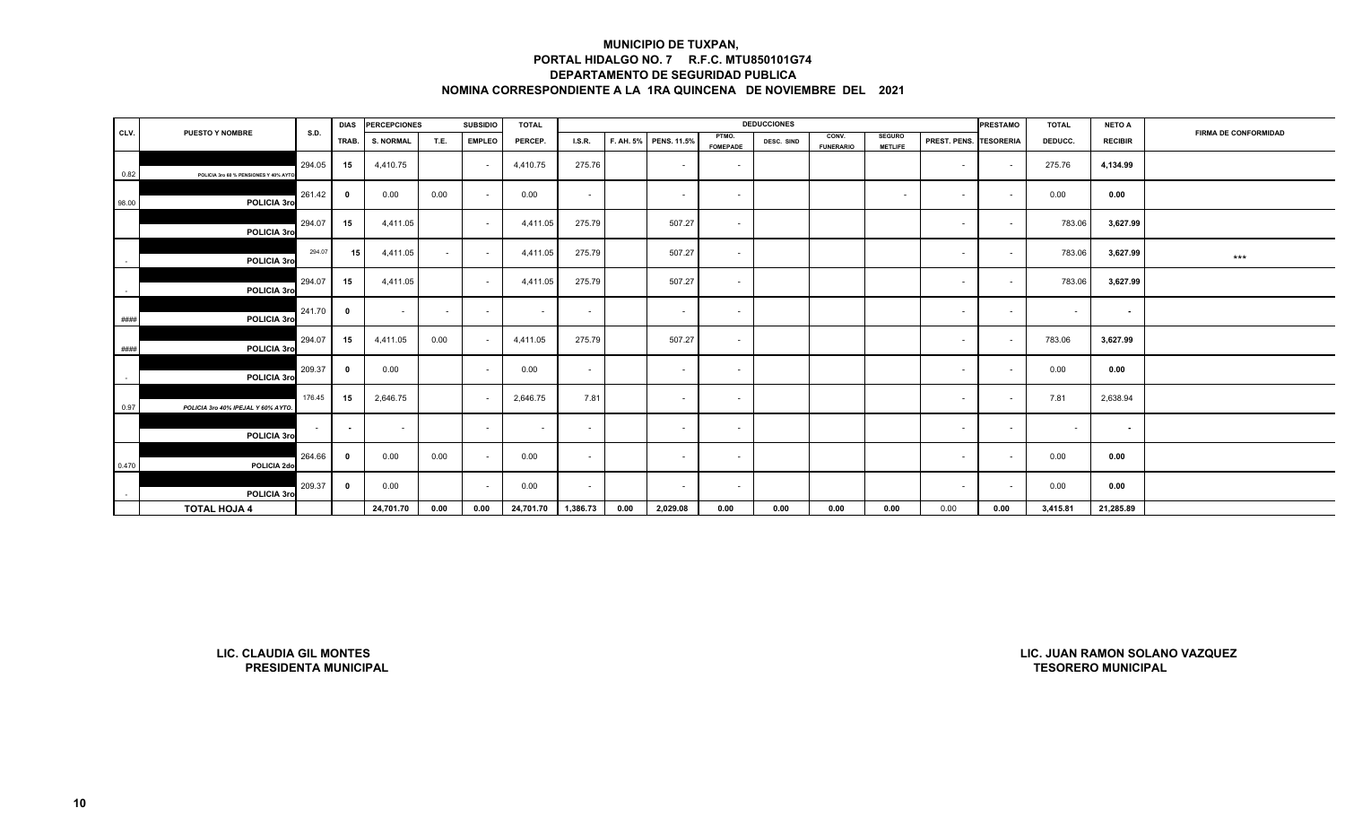# MUNICIPIO DE TUXPAN,
## PORTAL HIDALGO NO. 7 R.F.C. MTU850101G74
## DEPARTAMENTO DE SEGURIDAD PUBLICA
## NOMINA CORRESPONDIENTE A LA 1RA QUINCENA DE NOVIEMBRE DEL 2021

| CLV. | PUESTO Y NOMBRE | S.D. | DIAS TRAB. | PERCEPCIONES S. NORMAL | T.E. | SUBSIDIO EMPLEO | TOTAL PERCEP. | DEDUCCIONES I.S.R. | F. AH. 5% | PENS. 11.5% | PTMO. FOMEPADE | DESC. SIND | CONV. FUNERARIO | SEGURO METLIFE | PREST. PENS. | PRESTAMO TESORERIA | TOTAL DEDUCC. | NETO A RECIBIR | FIRMA DE CONFORMIDAD |
|---|---|---|---|---|---|---|---|---|---|---|---|---|---|---|---|---|---|---|---|
| 0.82 | POLICIA 3ro 60 % PENSIONES Y 40% AYTO | 294.05 | 15 | 4,410.75 | | - | 4,410.75 | 275.76 | | - | - | | | | - | - | 275.76 | 4,134.99 | |
| 98.00 | POLICIA 3ro | 261.42 | 0 | 0.00 | 0.00 | - | 0.00 | - | | - | - | | | - | - | - | 0.00 | 0.00 | |
| | POLICIA 3ro | 294.07 | 15 | 4,411.05 | | - | 4,411.05 | 275.79 | | 507.27 | - | | | | - | - | 783.06 | 3,627.99 | |
| - | POLICIA 3ro | 294.07 | 15 | 4,411.05 | - | - | 4,411.05 | 275.79 | | 507.27 | - | | | | - | - | 783.06 | 3,627.99 | *** |
| - | POLICIA 3ro | 294.07 | 15 | 4,411.05 | | - | 4,411.05 | 275.79 | | 507.27 | - | | | | - | - | 783.06 | 3,627.99 | |
| #### | POLICIA 3ro | 241.70 | 0 | - | - | - | - | - | | - | - | | | | - | - | - | - | |
| #### | POLICIA 3ro | 294.07 | 15 | 4,411.05 | 0.00 | - | 4,411.05 | 275.79 | | 507.27 | - | | | | - | - | 783.06 | 3,627.99 | |
| - | POLICIA 3ro | 209.37 | 0 | 0.00 | | - | 0.00 | - | | - | - | | | | - | - | 0.00 | 0.00 | |
| 0.97 | POLICIA 3ro 40% IPEJAL Y 60% AYTO. | 176.45 | 15 | 2,646.75 | | - | 2,646.75 | 7.81 | | - | - | | | | - | - | 7.81 | 2,638.94 | |
| | POLICIA 3ro | - | - | - | | - | - | - | | - | - | | | | - | - | - | - | |
| 0.470 | POLICIA 2do | 264.66 | 0 | 0.00 | 0.00 | - | 0.00 | - | | - | - | | | | - | - | 0.00 | 0.00 | |
| - | POLICIA 3ro | 209.37 | 0 | 0.00 | | - | 0.00 | - | | - | - | | | | - | - | 0.00 | 0.00 | |
| | **TOTAL HOJA 4** | | | 24,701.70 | 0.00 | 0.00 | 24,701.70 | 1,386.73 | 0.00 | 2,029.08 | 0.00 | 0.00 | 0.00 | 0.00 | 0.00 | 0.00 | 3,415.81 | 21,285.89 | |

**LIC. CLAUDIA GIL MONTES**
**PRESIDENTA MUNICIPAL**

**LIC. JUAN RAMON SOLANO VAZQUEZ**
**TESORERO MUNICIPAL**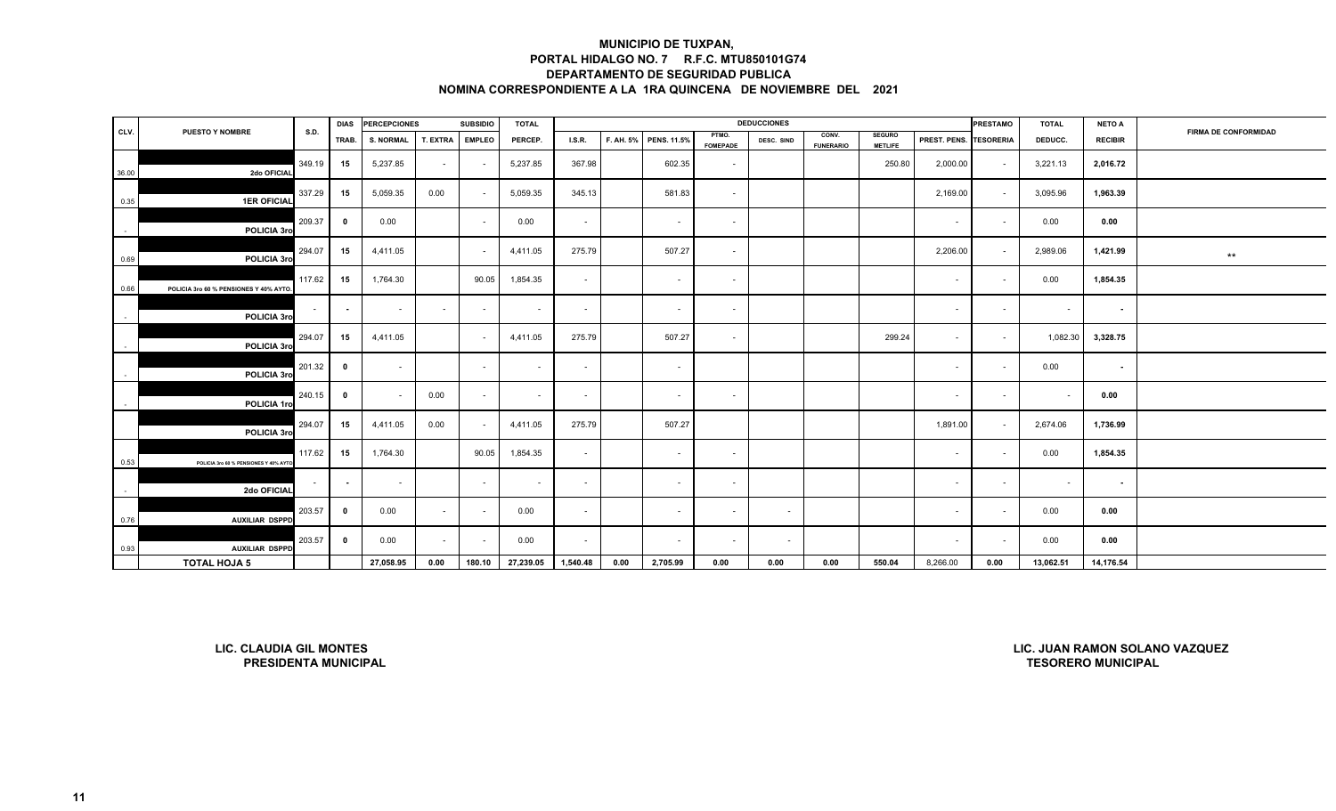## MUNICIPIO DE TUXPAN,
## PORTAL HIDALGO NO. 7 R.F.C. MTU850101G74
## DEPARTAMENTO DE SEGURIDAD PUBLICA
## NOMINA CORRESPONDIENTE A LA 1RA QUINCENA DE NOVIEMBRE DEL 2021

| CLV. | PUESTO Y NOMBRE | S.D. | DIAS TRAB. | PERCEPCIONES S. NORMAL | T. EXTRA | SUBSIDIO EMPLEO | TOTAL PERCEP. | DEDUCCIONES I.S.R. | F. AH. 5% | PENS. 11.5% | PTMO. FOMEPADE | DESC. SIND | CONV. FUNERARIO | SEGURO METLIFE | PREST. PENS. | PRESTAMO TESORERIA | TOTAL DEDUCC. | NETO A RECIBIR | FIRMA DE CONFORMIDAD |
|---|---|---|---|---|---|---|---|---|---|---|---|---|---|---|---|---|---|---|---|
| 36.00 | 2do OFICIAL | 349.19 | 15 | 5,237.85 | - | - | 5,237.85 | 367.98 | | 602.35 | - | | | 250.80 | 2,000.00 | - | 3,221.13 | 2,016.72 | |
| 0.35 | 1ER OFICIAL | 337.29 | 15 | 5,059.35 | 0.00 | - | 5,059.35 | 345.13 | | 581.83 | - | | | | 2,169.00 | - | 3,095.96 | 1,963.39 | |
| - | POLICIA 3ro | 209.37 | 0 | 0.00 | | - | 0.00 | - | | - | - | | | | - | - | 0.00 | 0.00 | |
| 0.69 | POLICIA 3ro | 294.07 | 15 | 4,411.05 | | - | 4,411.05 | 275.79 | | 507.27 | - | | | | 2,206.00 | - | 2,989.06 | 1,421.99 | ** |
| 0.66 | POLICIA 3ro 60 % PENSIONES Y 40% AYTO. | 117.62 | 15 | 1,764.30 | | 90.05 | 1,854.35 | - | | - | - | | | | - | - | 0.00 | 1,854.35 | |
| - | POLICIA 3ro | - | - | - | - | - | - | - | | - | - | | | | - | - | - | - | |
| - | POLICIA 3ro | 294.07 | 15 | 4,411.05 | | - | 4,411.05 | 275.79 | | 507.27 | - | | | 299.24 | - | - | 1,082.30 | 3,328.75 | |
| - | POLICIA 3ro | 201.32 | 0 | - | | - | - | - | | - | | | | | - | - | 0.00 | - | |
| - | POLICIA 1ro | 240.15 | 0 | - | 0.00 | - | - | - | | - | - | | | | - | - | - | 0.00 | |
| | POLICIA 3ro | 294.07 | 15 | 4,411.05 | 0.00 | - | 4,411.05 | 275.79 | | 507.27 | | | | | 1,891.00 | - | 2,674.06 | 1,736.99 | |
| 0.53 | POLICIA 3ro 60 % PENSIONES Y 40% AYTO | 117.62 | 15 | 1,764.30 | | 90.05 | 1,854.35 | - | | - | - | | | | - | - | 0.00 | 1,854.35 | |
| - | 2do OFICIAL | - | - | - | | - | - | - | | - | - | | | | - | - | - | - | |
| 0.76 | AUXILIAR DSPPD | 203.57 | 0 | 0.00 | - | - | 0.00 | - | | - | - | - | | | - | - | 0.00 | 0.00 | |
| 0.93 | AUXILIAR DSPPD | 203.57 | 0 | 0.00 | - | - | 0.00 | - | | - | - | - | | | - | - | 0.00 | 0.00 | |
| | TOTAL HOJA 5 | | | 27,058.95 | 0.00 | 180.10 | 27,239.05 | 1,540.48 | 0.00 | 2,705.99 | 0.00 | 0.00 | 0.00 | 550.04 | 8,266.00 | 0.00 | 13,062.51 | 14,176.54 | |

**LIC. CLAUDIA GIL MONTES**
**PRESIDENTA MUNICIPAL**

**LIC. JUAN RAMON SOLANO VAZQUEZ**
**TESORERO MUNICIPAL**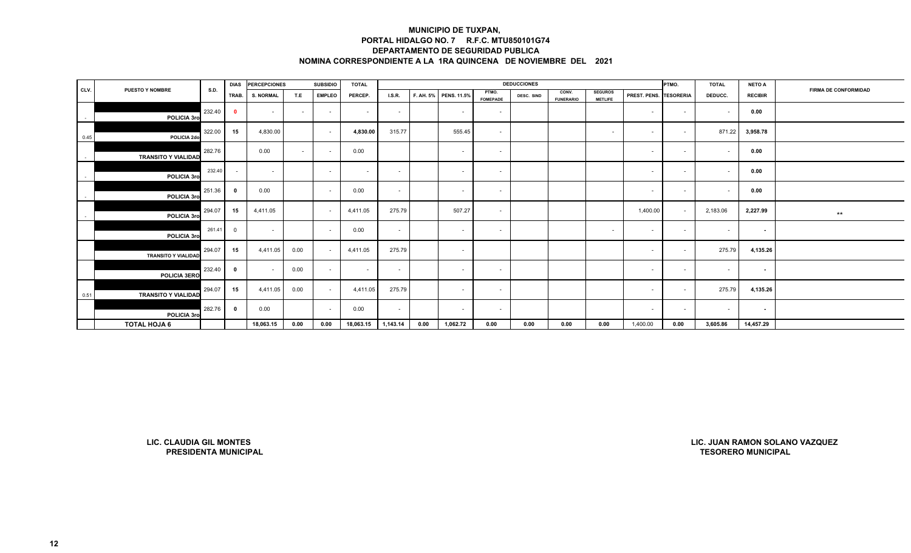# MUNICIPIO DE TUXPAN,
## PORTAL HIDALGO NO. 7 R.F.C. MTU850101G74
## DEPARTAMENTO DE SEGURIDAD PUBLICA
## NOMINA CORRESPONDIENTE A LA 1RA QUINCENA DE NOVIEMBRE DEL 2021

| CLV. | PUESTO Y NOMBRE | S.D. | DIAS TRAB. | PERCEPCIONES S. NORMAL | T.E | SUBSIDIO EMPLEO | TOTAL PERCEP. | DEDUCCIONES I.S.R. | F. AH. 5% | PENS. 11.5% | PTMO. FOMEPADE | DESC. SIND | CONV. FUNERARIO | SEGUROS METLIFE | PREST. PENS. | PTMO. TESORERIA | TOTAL DEDUCC. | NETO A RECIBIR | FIRMA DE CONFORMIDAD |
|---|---|---|---|---|---|---|---|---|---|---|---|---|---|---|---|---|---|---|---|
| - | POLICIA 3ro | 232.40 | 0 | - | - | - | - | - | | - | - | | | | - | - | - | 0.00 | |
| 0.45 | POLICIA 2do | 322.00 | 15 | 4,830.00 | | - | 4,830.00 | 315.77 | | 555.45 | - | | | - | - | - | 871.22 | 3,958.78 | |
| - | TRANSITO Y VIALIDAD | 282.76 | | 0.00 | - | - | 0.00 | | | - | - | | | | - | - | - | 0.00 | |
| - | POLICIA 3ro | 232.40 | - | - | | - | - | - | | - | - | | | | - | - | - | 0.00 | |
| - | POLICIA 3ro | 251.36 | 0 | 0.00 | | - | 0.00 | - | | - | - | | | | - | - | - | 0.00 | |
| - | POLICIA 3ro | 294.07 | 15 | 4,411.05 | | - | 4,411.05 | 275.79 | | 507.27 | - | | | | 1,400.00 | - | 2,183.06 | 2,227.99 | ** |
| | POLICIA 3ro | 261.41 | 0 | - | | - | 0.00 | - | | - | - | | | - | - | - | - | - | |
| | TRANSITO Y VIALIDAD | 294.07 | 15 | 4,411.05 | 0.00 | - | 4,411.05 | 275.79 | | - | | | | | - | - | 275.79 | 4,135.26 | |
| | POLICIA 3ERO | 232.40 | 0 | - | 0.00 | - | - | - | | - | - | | | | - | - | - | - | |
| 0.51 | TRANSITO Y VIALIDAD | 294.07 | 15 | 4,411.05 | 0.00 | - | 4,411.05 | 275.79 | | - | - | | | | - | - | 275.79 | 4,135.26 | |
| | POLICIA 3ro | 282.76 | 0 | 0.00 | | - | 0.00 | - | | - | - | | | | - | - | - | - | |
| | TOTAL HOJA 6 | | | 18,063.15 | 0.00 | 0.00 | 18,063.15 | 1,143.14 | 0.00 | 1,062.72 | 0.00 | 0.00 | 0.00 | 0.00 | 1,400.00 | 0.00 | 3,605.86 | 14,457.29 | |

**LIC. CLAUDIA GIL MONTES**
**PRESIDENTA MUNICIPAL**

**LIC. JUAN RAMON SOLANO VAZQUEZ**
**TESORERO MUNICIPAL**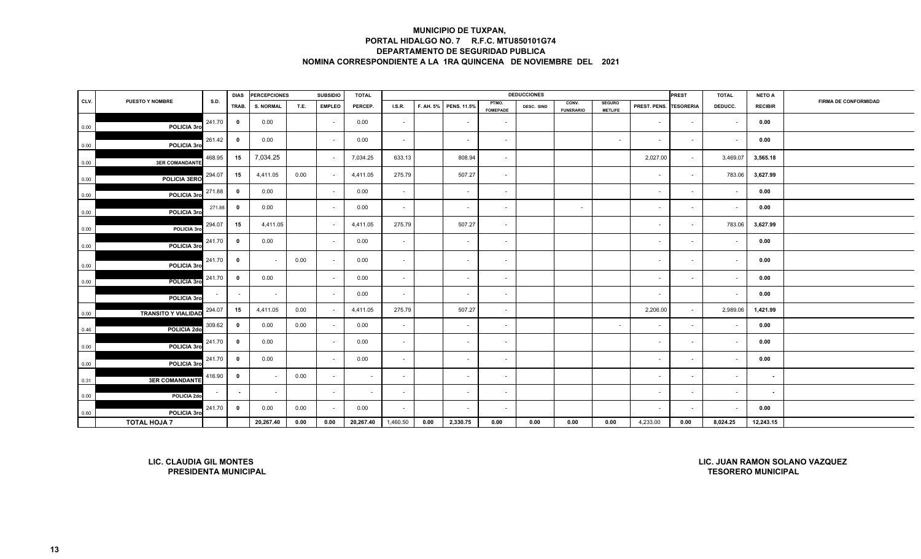**MUNICIPIO DE TUXPAN,**
**PORTAL HIDALGO NO. 7 R.F.C. MTU850101G74**
**DEPARTAMENTO DE SEGURIDAD PUBLICA**
**NOMINA CORRESPONDIENTE A LA 1RA QUINCENA DE NOVIEMBRE DEL 2021**

| CLV. | PUESTO Y NOMBRE | S.D. | DIAS TRAB. | PERCEPCIONES S. NORMAL | T.E. | SUBSIDIO EMPLEO | TOTAL PERCEP. | DEDUCCIONES I.S.R. | F. AH. 5% | PENS. 11.5% | PTMO. FOMEPADE | DESC. SIND | CONV. FUNERARIO | SEGURO METLIFE | PREST. PENS. | PREST TESORERIA | TOTAL DEDUCC. | NETO A RECIBIR | FIRMA DE CONFORMIDAD |
|---|---|---|---|---|---|---|---|---|---|---|---|---|---|---|---|---|---|---|---|
| 0.00 | POLICIA 3ro | 241.70 | 0 | 0.00 | | - | 0.00 | - | | - | - | | | | - | - | - | 0.00 | |
| 0.00 | POLICIA 3ro | 261.42 | 0 | 0.00 | | - | 0.00 | - | | - | - | | | - | - | - | - | 0.00 | |
| 0.00 | 3ER COMANDANTE | 468.95 | 15 | 7,034.25 | | - | 7,034.25 | 633.13 | | 808.94 | - | | | | 2,027.00 | - | 3,469.07 | 3,565.18 | |
| 0.00 | POLICIA 3ERO | 294.07 | 15 | 4,411.05 | 0.00 | - | 4,411.05 | 275.79 | | 507.27 | - | | | | - | - | 783.06 | 3,627.99 | |
| 0.00 | POLICIA 3ro | 271.88 | 0 | 0.00 | | - | 0.00 | - | | - | - | | | | - | - | - | 0.00 | |
| 0.00 | POLICIA 3ro | 271.88 | 0 | 0.00 | | - | 0.00 | - | | - | - | | - | | - | - | - | 0.00 | |
| 0.00 | POLICIA 3ro | 294.07 | 15 | 4,411.05 | | - | 4,411.05 | 275.79 | | 507.27 | - | | | | - | - | 783.06 | 3,627.99 | |
| 0.00 | POLICIA 3ro | 241.70 | 0 | 0.00 | | - | 0.00 | - | | - | - | | | | - | - | - | 0.00 | |
| 0.00 | POLICIA 3ro | 241.70 | 0 | - | 0.00 | - | 0.00 | - | | - | - | | | | - | - | - | 0.00 | |
| 0.00 | POLICIA 3ro | 241.70 | 0 | 0.00 | | - | 0.00 | - | | - | - | | | | - | - | - | 0.00 | |
| | POLICIA 3ro | - | - | - | | - | 0.00 | - | | - | - | | | | - | | - | 0.00 | |
| 0.00 | TRANSITO Y VIALIDAD | 294.07 | 15 | 4,411.05 | 0.00 | - | 4,411.05 | 275.79 | | 507.27 | - | | | | 2,206.00 | - | 2,989.06 | 1,421.99 | |
| 0.46 | POLICIA 2do | 309.62 | 0 | 0.00 | 0.00 | - | 0.00 | - | | - | - | | | - | - | - | - | 0.00 | |
| 0.00 | POLICIA 3ro | 241.70 | 0 | 0.00 | | - | 0.00 | - | | - | - | | | | - | - | - | 0.00 | |
| 0.00 | POLICIA 3ro | 241.70 | 0 | 0.00 | | - | 0.00 | - | | - | - | | | | - | - | - | 0.00 | |
| 0.31 | 3ER COMANDANTE | 416.90 | 0 | - | 0.00 | - | - | - | | - | - | | | | - | - | - | - | |
| 0.00 | POLICIA 2do | - | - | - | | - | - | - | | - | - | | | | - | - | - | - | |
| 0.60 | POLICIA 3ro | 241.70 | 0 | 0.00 | 0.00 | - | 0.00 | - | | - | - | | | | - | - | - | 0.00 | |
| | TOTAL HOJA 7 | | | 20,267.40 | 0.00 | 0.00 | 20,267.40 | 1,460.50 | 0.00 | 2,330.75 | 0.00 | 0.00 | 0.00 | 0.00 | 4,233.00 | 0.00 | 8,024.25 | 12,243.15 | |

**LIC. CLAUDIA GIL MONTES**
**PRESIDENTA MUNICIPAL**

**LIC. JUAN RAMON SOLANO VAZQUEZ**
**TESORERO MUNICIPAL**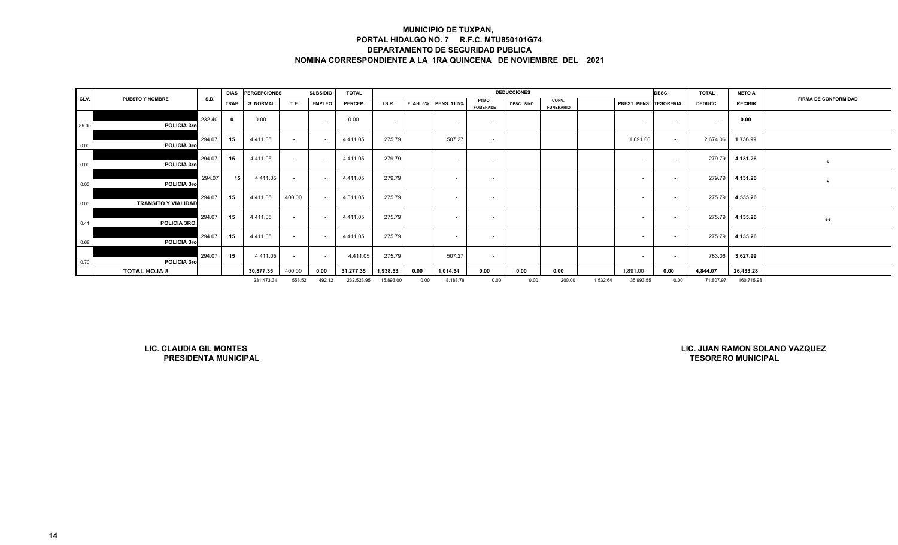# MUNICIPIO DE TUXPAN,
**PORTAL HIDALGO NO. 7 R.F.C. MTU850101G74**
**DEPARTAMENTO DE SEGURIDAD PUBLICA**
**NOMINA CORRESPONDIENTE A LA 1RA QUINCENA DE NOVIEMBRE DEL 2021**

| CLV. | PUESTO Y NOMBRE | S.D. | DIAS TRAB. | PERCEPCIONES S. NORMAL | T.E | SUBSIDIO EMPLEO | TOTAL PERCEP. | DEDUCCIONES I.S.R. | F. AH. 5% | PENS. 11.5% | PTMO. FOMEPADE | DESC. SIND | CONV. FUNERARIO | | PREST. PENS. | DESC. TESORERIA | TOTAL DEDUCC. | NETO A RECIBIR | FIRMA DE CONFORMIDAD |
|---|---|---|---|---|---|---|---|---|---|---|---|---|---|---|---|---|---|---|---|
| 85.00 | POLICIA 3ro | 232.40 | 0 | 0.00 | | - | 0.00 | - | | - | - | | | | - | - | - | 0.00 | |
| 0.00 | POLICIA 3ro | 294.07 | 15 | 4,411.05 | - | - | 4,411.05 | 275.79 | | 507.27 | - | | | | 1,891.00 | - | 2,674.06 | 1,736.99 | |
| 0.00 | POLICIA 3ro | 294.07 | 15 | 4,411.05 | - | - | 4,411.05 | 279.79 | | - | - | | | | - | - | 279.79 | 4,131.26 | * |
| 0.00 | POLICIA 3ro | 294.07 | 15 | 4,411.05 | - | - | 4,411.05 | 279.79 | | - | - | | | | - | - | 279.79 | 4,131.26 | * |
| 0.00 | TRANSITO Y VIALIDAD | 294.07 | 15 | 4,411.05 | 400.00 | - | 4,811.05 | 275.79 | | - | - | | | | - | - | 275.79 | 4,535.26 | |
| 0.41 | POLICIA 3RO. | 294.07 | 15 | 4,411.05 | - | - | 4,411.05 | 275.79 | | - | - | | | | - | - | 275.79 | 4,135.26 | ** |
| 0.68 | POLICIA 3ro | 294.07 | 15 | 4,411.05 | - | - | 4,411.05 | 275.79 | | - | - | | | | - | - | 275.79 | 4,135.26 | |
| 0.70 | POLICIA 3ro | 294.07 | 15 | 4,411.05 | - | - | 4,411.05 | 275.79 | | 507.27 | - | | | | - | - | 783.06 | 3,627.99 | |
| | TOTAL HOJA 8 | | | 30,877.35 | 400.00 | 0.00 | 31,277.35 | 1,938.53 | 0.00 | 1,014.54 | 0.00 | 0.00 | 0.00 | | 1,891.00 | 0.00 | 4,844.07 | 26,433.28 | |
| | | | | 231,473.31 | 558.52 | 492.12 | 232,523.95 | 15,893.00 | 0.00 | 18,188.78 | 0.00 | 0.00 | 200.00 | 1,532.64 | 35,993.55 | 0.00 | 71,807.97 | 160,715.98 | |

**LIC. CLAUDIA GIL MONTES**
**PRESIDENTA MUNICIPAL**

**LIC. JUAN RAMON SOLANO VAZQUEZ**
**TESORERO MUNICIPAL**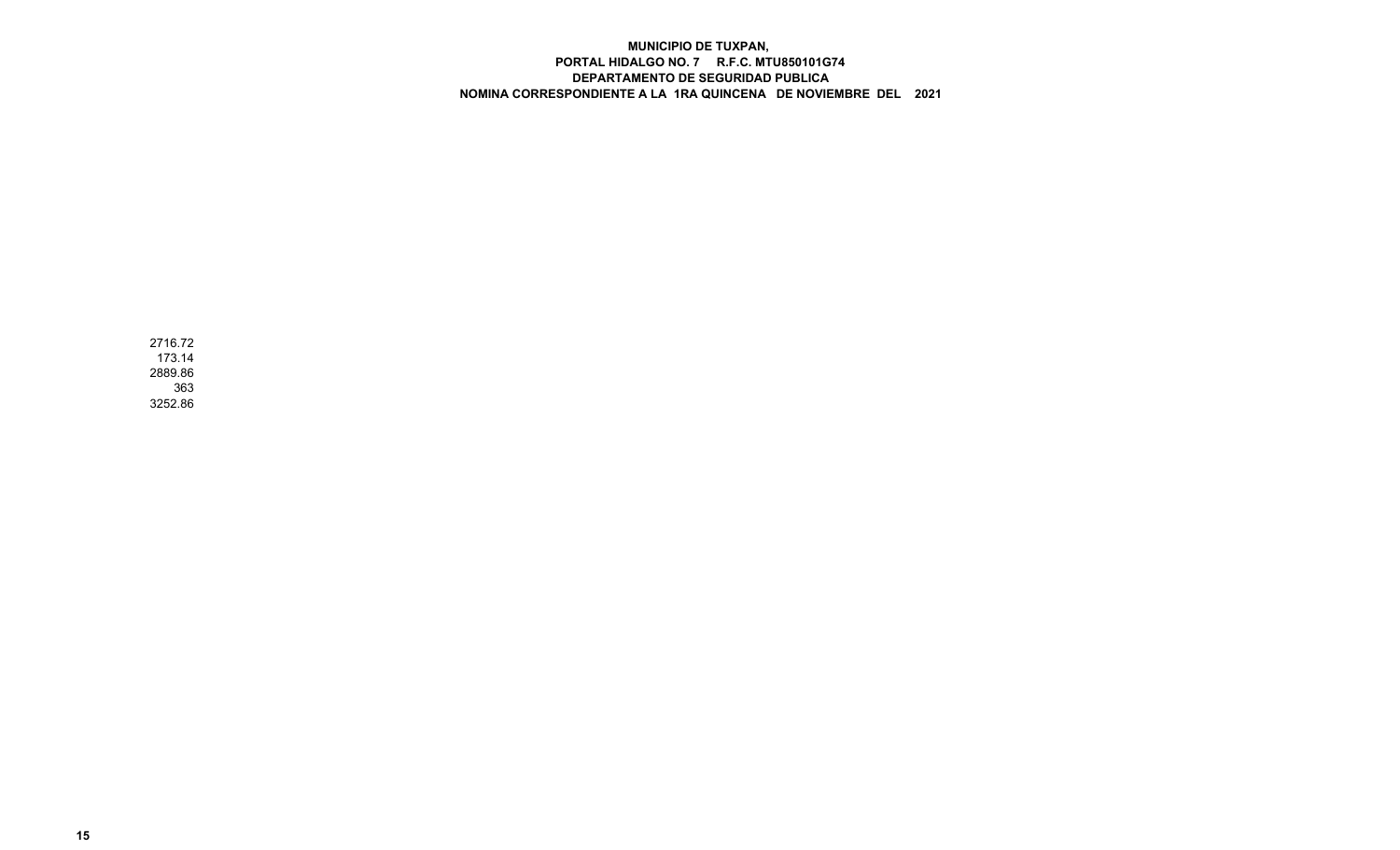**MUNICIPIO DE TUXPAN,**
**PORTAL HIDALGO NO. 7 R.F.C. MTU850101G74**
**DEPARTAMENTO DE SEGURIDAD PUBLICA**
**NOMINA CORRESPONDIENTE A LA 1RA QUINCENA DE NOVIEMBRE DEL 2021**

2716.72
173.14
2889.86
363
3252.86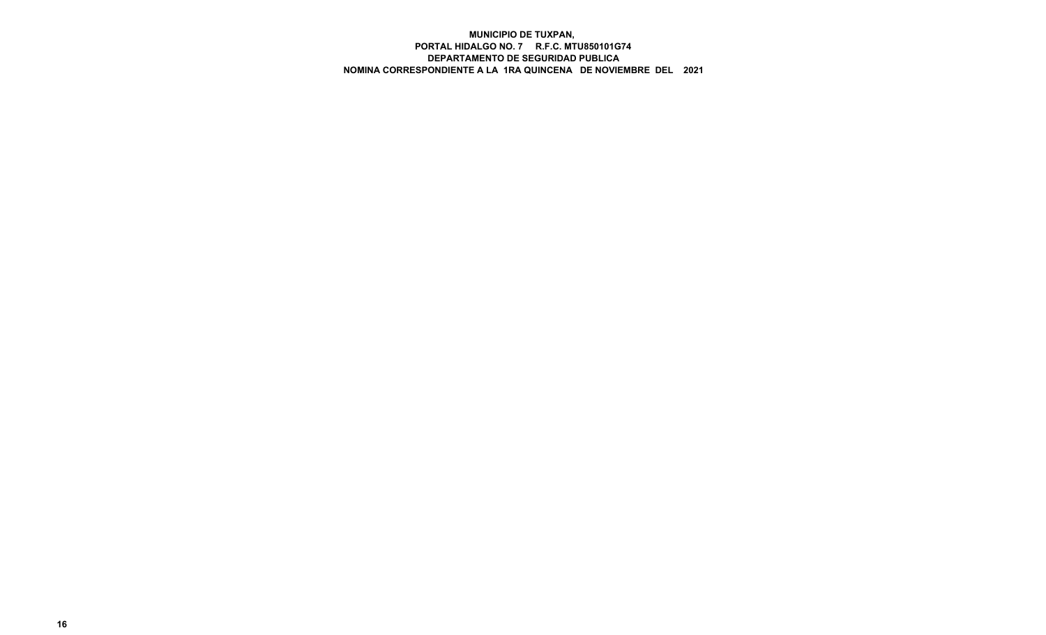**MUNICIPIO DE TUXPAN,**
**PORTAL HIDALGO NO. 7 R.F.C. MTU850101G74**
**DEPARTAMENTO DE SEGURIDAD PUBLICA**
**NOMINA CORRESPONDIENTE A LA 1RA QUINCENA DE NOVIEMBRE DEL 2021**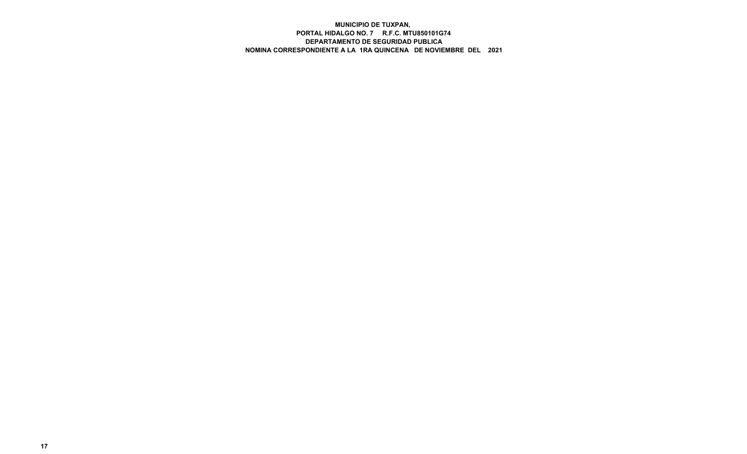**MUNICIPIO DE TUXPAN,**
**PORTAL HIDALGO NO. 7 R.F.C. MTU850101G74**
**DEPARTAMENTO DE SEGURIDAD PUBLICA**
**NOMINA CORRESPONDIENTE A LA 1RA QUINCENA DE NOVIEMBRE DEL 2021**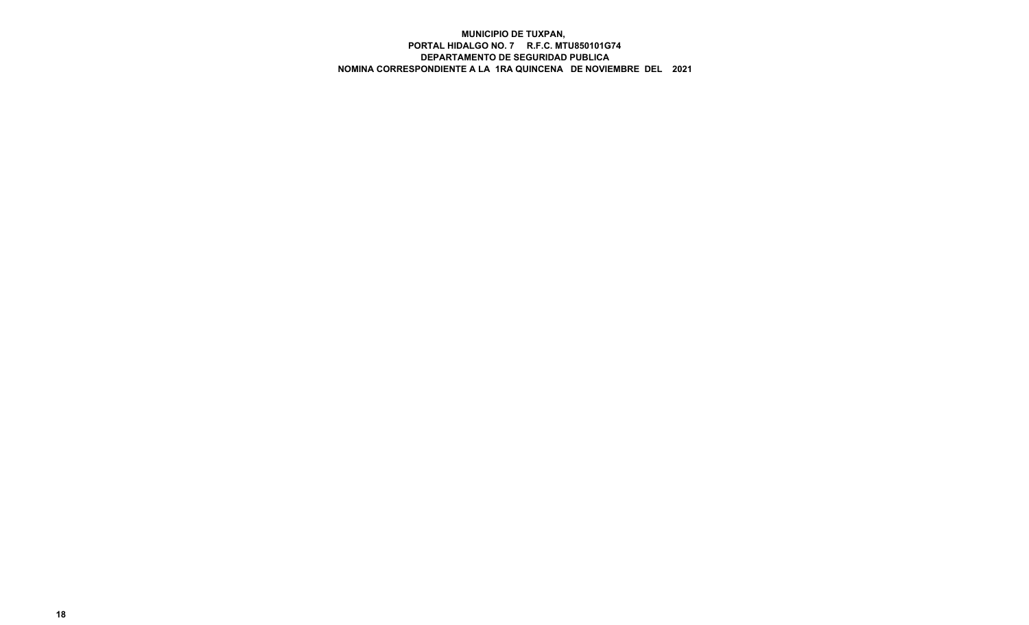**MUNICIPIO DE TUXPAN,**
**PORTAL HIDALGO NO. 7 R.F.C. MTU850101G74**
**DEPARTAMENTO DE SEGURIDAD PUBLICA**
**NOMINA CORRESPONDIENTE A LA 1RA QUINCENA DE NOVIEMBRE DEL 2021**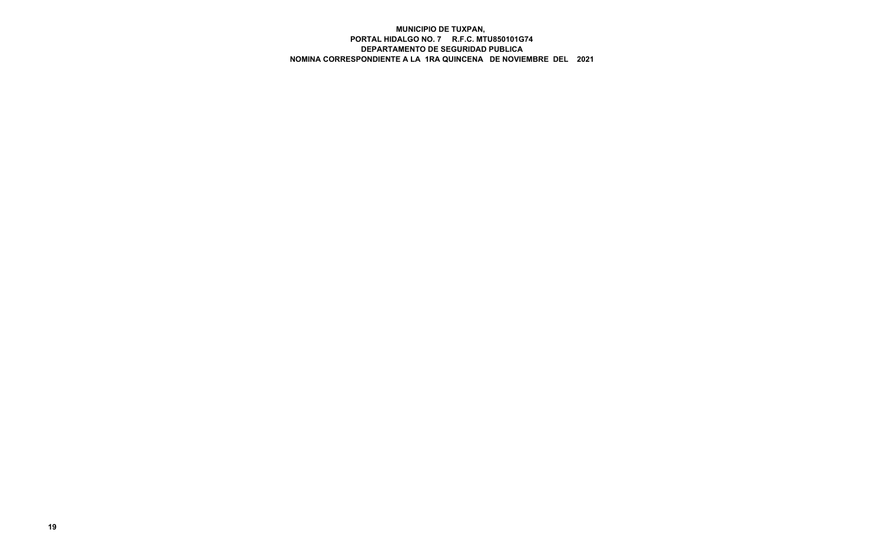**MUNICIPIO DE TUXPAN,**

**PORTAL HIDALGO NO. 7 R.F.C. MTU850101G74**

**DEPARTAMENTO DE SEGURIDAD PUBLICA**

**NOMINA CORRESPONDIENTE A LA 1RA QUINCENA DE NOVIEMBRE DEL 2021**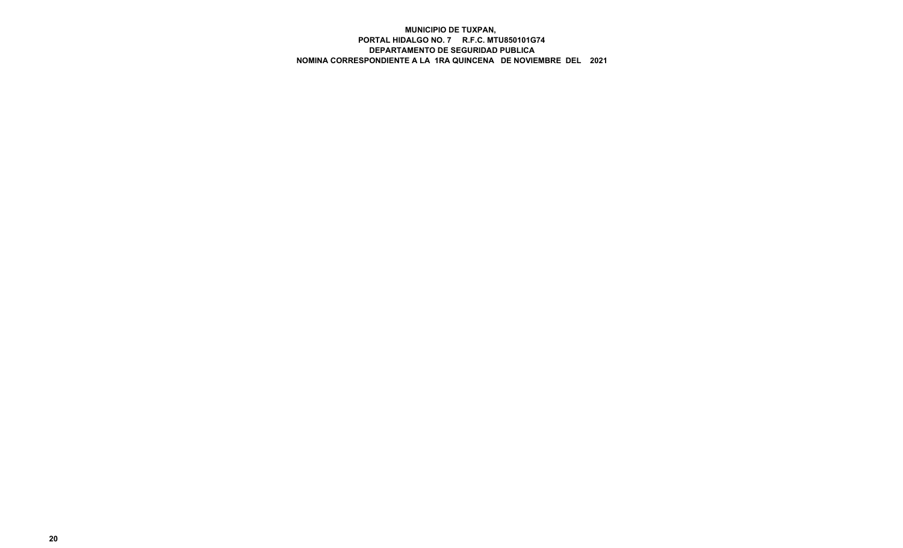**MUNICIPIO DE TUXPAN,**
**PORTAL HIDALGO NO. 7     R.F.C. MTU850101G74**
**DEPARTAMENTO DE SEGURIDAD PUBLICA**
**NOMINA CORRESPONDIENTE A LA 1RA QUINCENA DE NOVIEMBRE DEL 2021**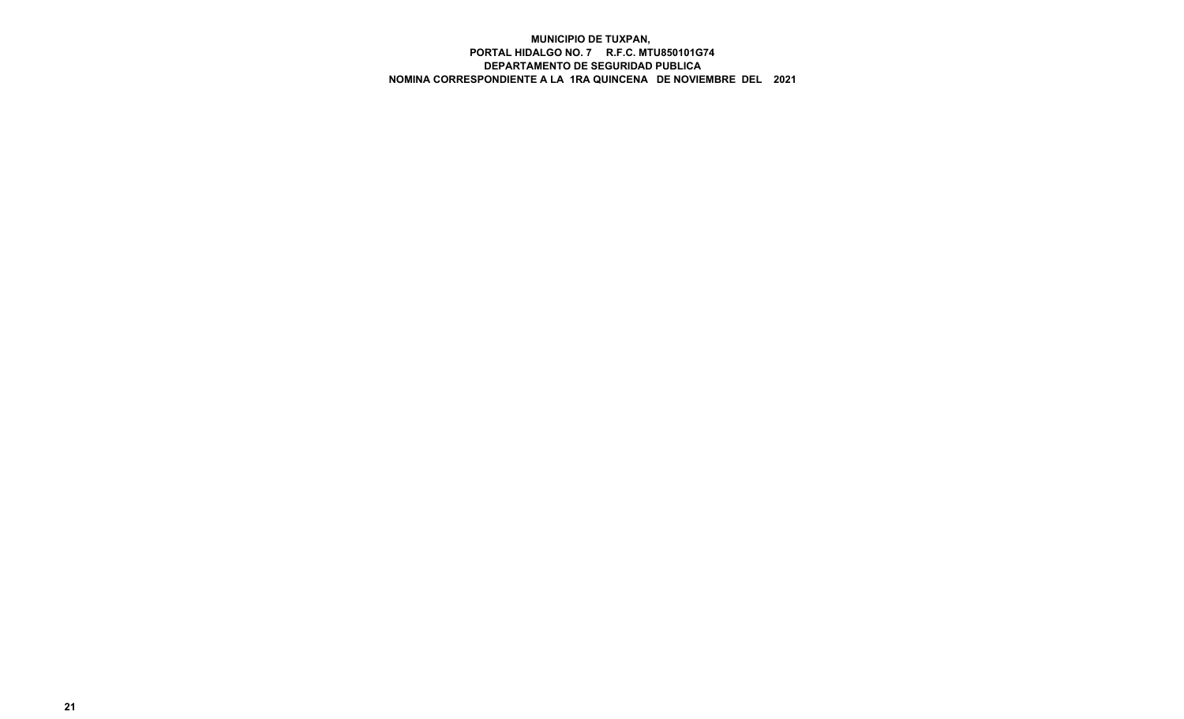**MUNICIPIO DE TUXPAN,**
**PORTAL HIDALGO NO. 7 R.F.C. MTU850101G74**
**DEPARTAMENTO DE SEGURIDAD PUBLICA**
**NOMINA CORRESPONDIENTE A LA 1RA QUINCENA DE NOVIEMBRE DEL 2021**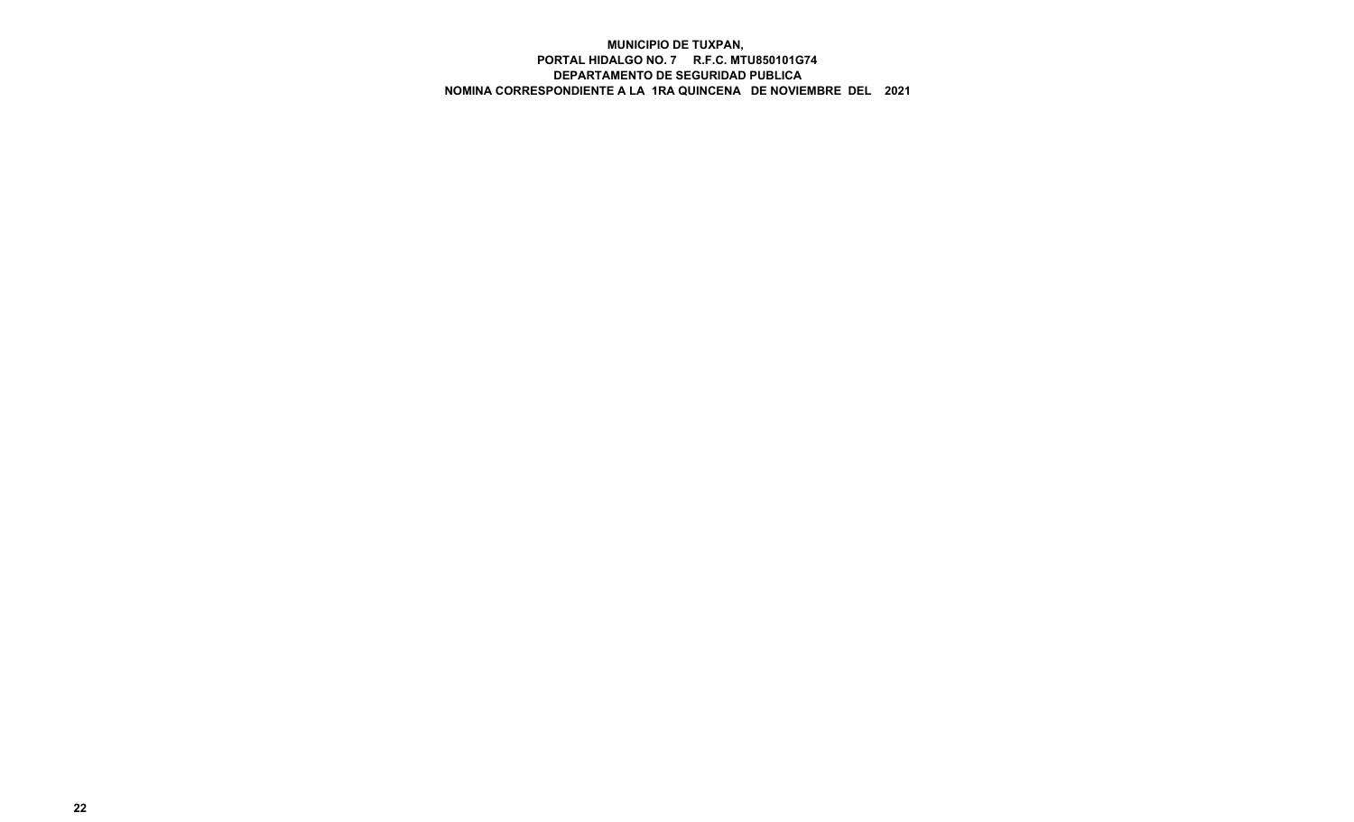**MUNICIPIO DE TUXPAN,**
**PORTAL HIDALGO NO. 7 R.F.C. MTU850101G74**
**DEPARTAMENTO DE SEGURIDAD PUBLICA**
**NOMINA CORRESPONDIENTE A LA 1RA QUINCENA DE NOVIEMBRE DEL 2021**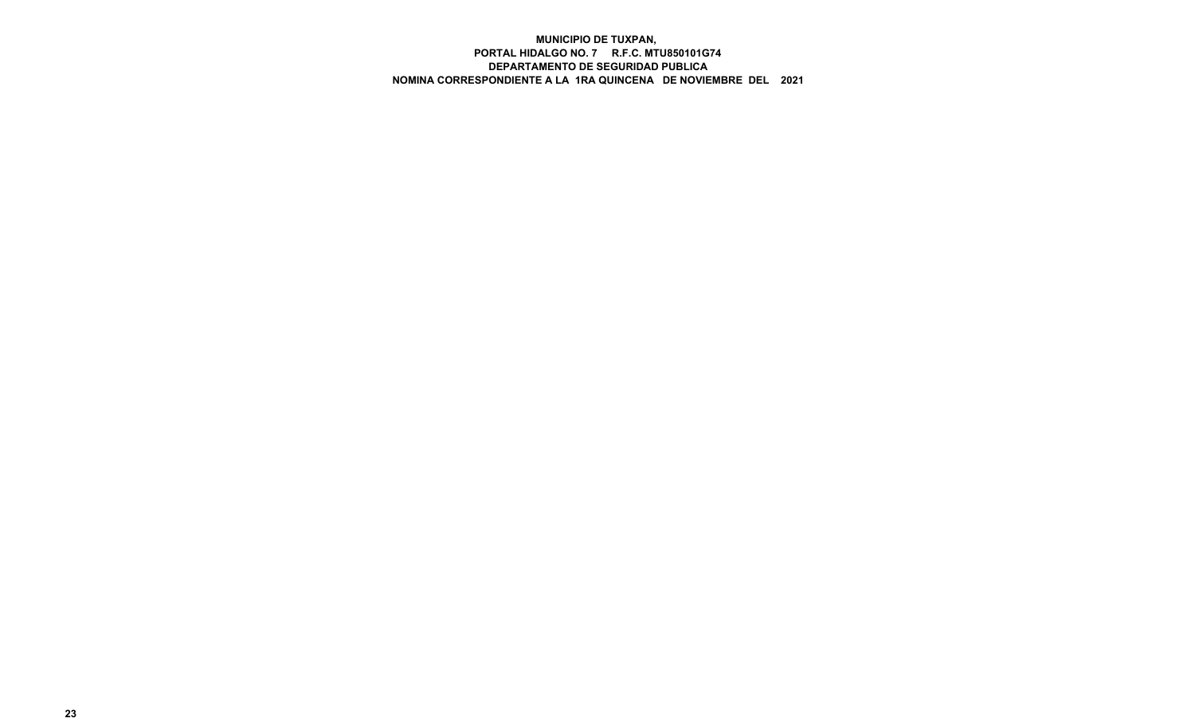**MUNICIPIO DE TUXPAN,**
**PORTAL HIDALGO NO. 7 R.F.C. MTU850101G74**
**DEPARTAMENTO DE SEGURIDAD PUBLICA**
**NOMINA CORRESPONDIENTE A LA 1RA QUINCENA DE NOVIEMBRE DEL 2021**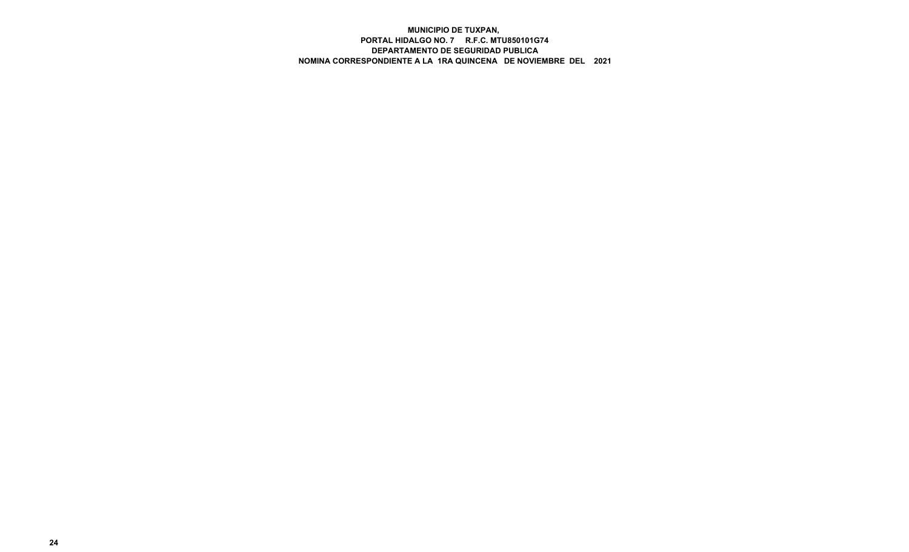**MUNICIPIO DE TUXPAN,**

**PORTAL HIDALGO NO. 7 R.F.C. MTU850101G74**

**DEPARTAMENTO DE SEGURIDAD PUBLICA**

**NOMINA CORRESPONDIENTE A LA 1RA QUINCENA DE NOVIEMBRE DEL 2021**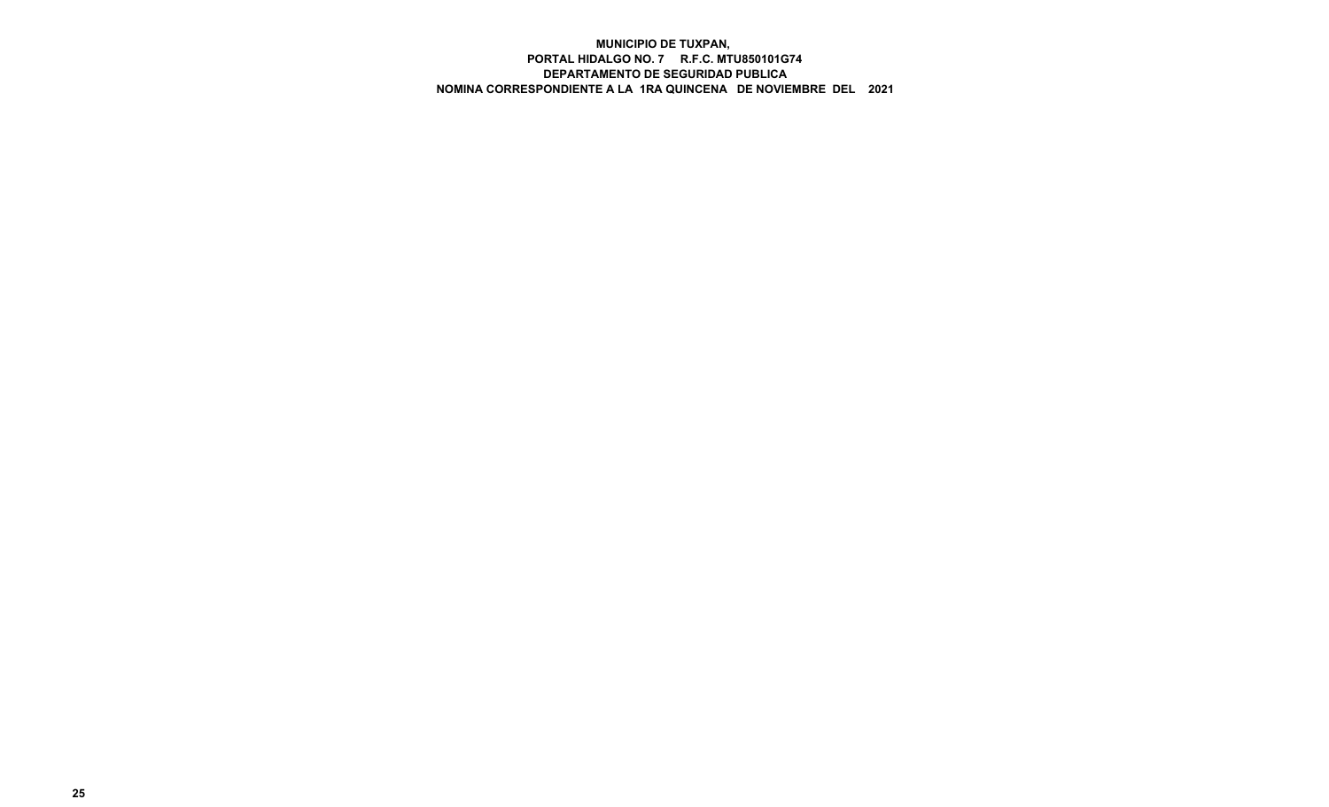**MUNICIPIO DE TUXPAN,**
**PORTAL HIDALGO NO. 7 R.F.C. MTU850101G74**
**DEPARTAMENTO DE SEGURIDAD PUBLICA**
**NOMINA CORRESPONDIENTE A LA 1RA QUINCENA DE NOVIEMBRE DEL 2021**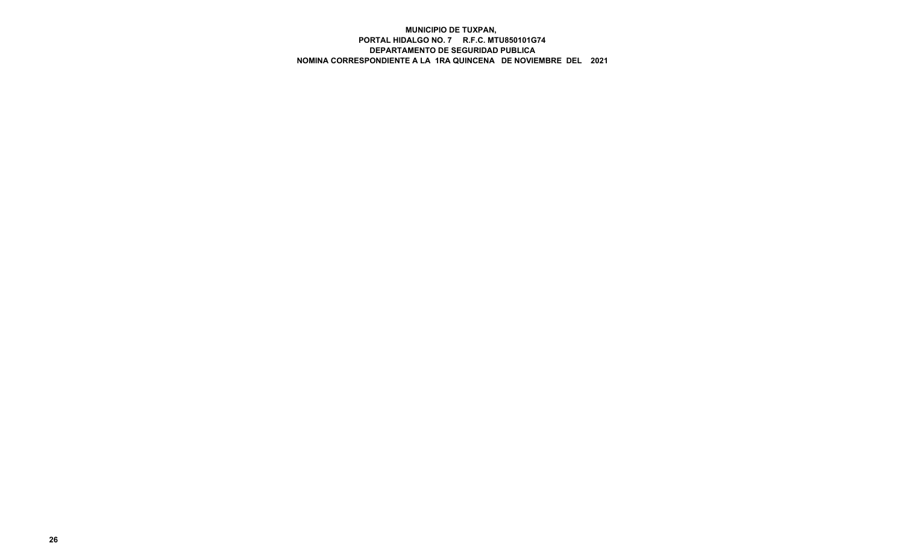**MUNICIPIO DE TUXPAN,**
**PORTAL HIDALGO NO. 7 R.F.C. MTU850101G74**
**DEPARTAMENTO DE SEGURIDAD PUBLICA**
**NOMINA CORRESPONDIENTE A LA 1RA QUINCENA DE NOVIEMBRE DEL 2021**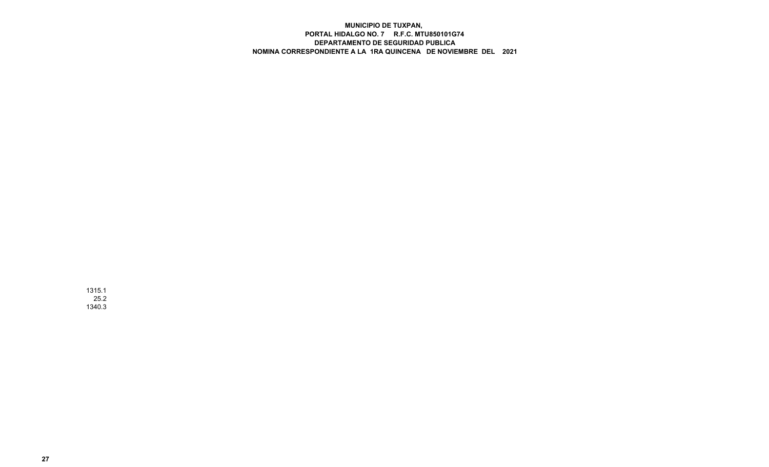**MUNICIPIO DE TUXPAN,**
**PORTAL HIDALGO NO. 7 R.F.C. MTU850101G74**
**DEPARTAMENTO DE SEGURIDAD PUBLICA**
**NOMINA CORRESPONDIENTE A LA 1RA QUINCENA DE NOVIEMBRE DEL 2021**

1315.1
25.2
1340.3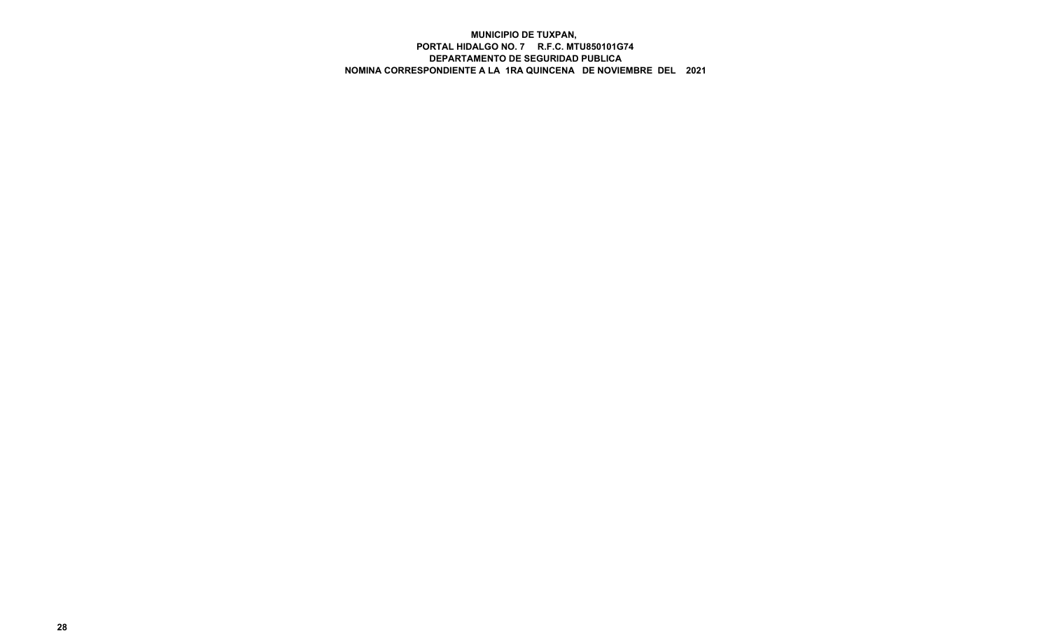**MUNICIPIO DE TUXPAN,**

**PORTAL HIDALGO NO. 7 R.F.C. MTU850101G74**

**DEPARTAMENTO DE SEGURIDAD PUBLICA**

**NOMINA CORRESPONDIENTE A LA 1RA QUINCENA DE NOVIEMBRE DEL 2021**